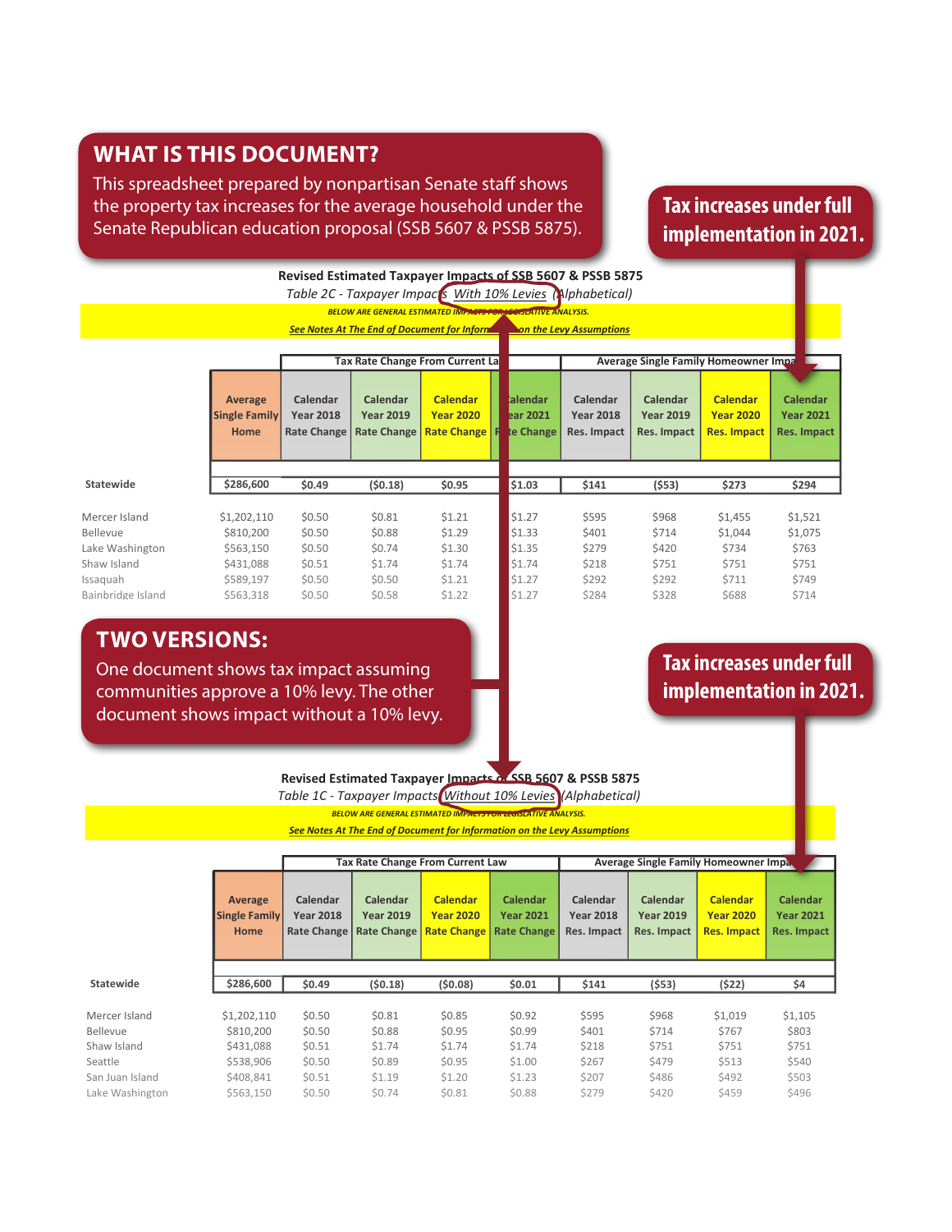## WHAT IS THIS DOCUMENT?

This spreadsheet prepared by nonpartisan Senate staff shows the property tax increases for the average household under the Senate Republican education proposal (SSB 5607 & PSSB 5875).

**Tax increases under full implementation in 2021.**

**Revised Estimated Taxpayer Impacts of SSB 5607 & PSSB 5875**

*Table 2C - Taxpayer Impacts With 10% Levies (Alphabetical)*

*BELOW ARE GENERAL ESTIMATED IMPACTS FOR LEGISLATIVE ANALYSIS.*

*See Notes At The End of Document for Information on the Levy Assumptions*

| | Average Single Family Home | Tax Rate Change From Current Law | | | | Average Single Family Homeowner Impact | | | |
|---|---|---|---|---|---|---|---|---|---|
| | | Calendar Year 2018 Rate Change | Calendar Year 2019 Rate Change | Calendar Year 2020 Rate Change | Calendar Year 2021 Rate Change | Calendar Year 2018 Res. Impact | Calendar Year 2019 Res. Impact | Calendar Year 2020 Res. Impact | Calendar Year 2021 Res. Impact |
| **Statewide** | $286,600 | $0.49 | ($0.18) | $0.95 | $1.03 | $141 | ($53) | $273 | $294 |
| Mercer Island | $1,202,110 | $0.50 | $0.81 | $1.21 | $1.27 | $595 | $968 | $1,455 | $1,521 |
| Bellevue | $810,200 | $0.50 | $0.88 | $1.29 | $1.33 | $401 | $714 | $1,044 | $1,075 |
| Lake Washington | $563,150 | $0.50 | $0.74 | $1.30 | $1.35 | $279 | $420 | $734 | $763 |
| Shaw Island | $431,088 | $0.51 | $1.74 | $1.74 | $1.74 | $218 | $751 | $751 | $751 |
| Issaquah | $589,197 | $0.50 | $0.50 | $1.21 | $1.27 | $292 | $292 | $711 | $749 |
| Bainbridge Island | $563,318 | $0.50 | $0.58 | $1.22 | $1.27 | $284 | $328 | $688 | $714 |

## TWO VERSIONS:

One document shows tax impact assuming communities approve a 10% levy. The other document shows impact without a 10% levy.

**Tax increases under full implementation in 2021.**

**Revised Estimated Taxpayer Impacts of SSB 5607 & PSSB 5875**

*Table 1C - Taxpayer Impacts Without 10% Levies (Alphabetical)*

*BELOW ARE GENERAL ESTIMATED IMPACTS FOR LEGISLATIVE ANALYSIS.*

*See Notes At The End of Document for Information on the Levy Assumptions*

| | Average Single Family Home | Tax Rate Change From Current Law | | | | Average Single Family Homeowner Impact | | | |
|---|---|---|---|---|---|---|---|---|---|
| | | Calendar Year 2018 Rate Change | Calendar Year 2019 Rate Change | Calendar Year 2020 Rate Change | Calendar Year 2021 Rate Change | Calendar Year 2018 Res. Impact | Calendar Year 2019 Res. Impact | Calendar Year 2020 Res. Impact | Calendar Year 2021 Res. Impact |
| **Statewide** | $286,600 | $0.49 | ($0.18) | ($0.08) | $0.01 | $141 | ($53) | ($22) | $4 |
| Mercer Island | $1,202,110 | $0.50 | $0.81 | $0.85 | $0.92 | $595 | $968 | $1,019 | $1,105 |
| Bellevue | $810,200 | $0.50 | $0.88 | $0.95 | $0.99 | $401 | $714 | $767 | $803 |
| Shaw Island | $431,088 | $0.51 | $1.74 | $1.74 | $1.74 | $218 | $751 | $751 | $751 |
| Seattle | $538,906 | $0.50 | $0.89 | $0.95 | $1.00 | $267 | $479 | $513 | $540 |
| San Juan Island | $408,841 | $0.51 | $1.19 | $1.20 | $1.23 | $207 | $486 | $492 | $503 |
| Lake Washington | $563,150 | $0.50 | $0.74 | $0.81 | $0.88 | $279 | $420 | $459 | $496 |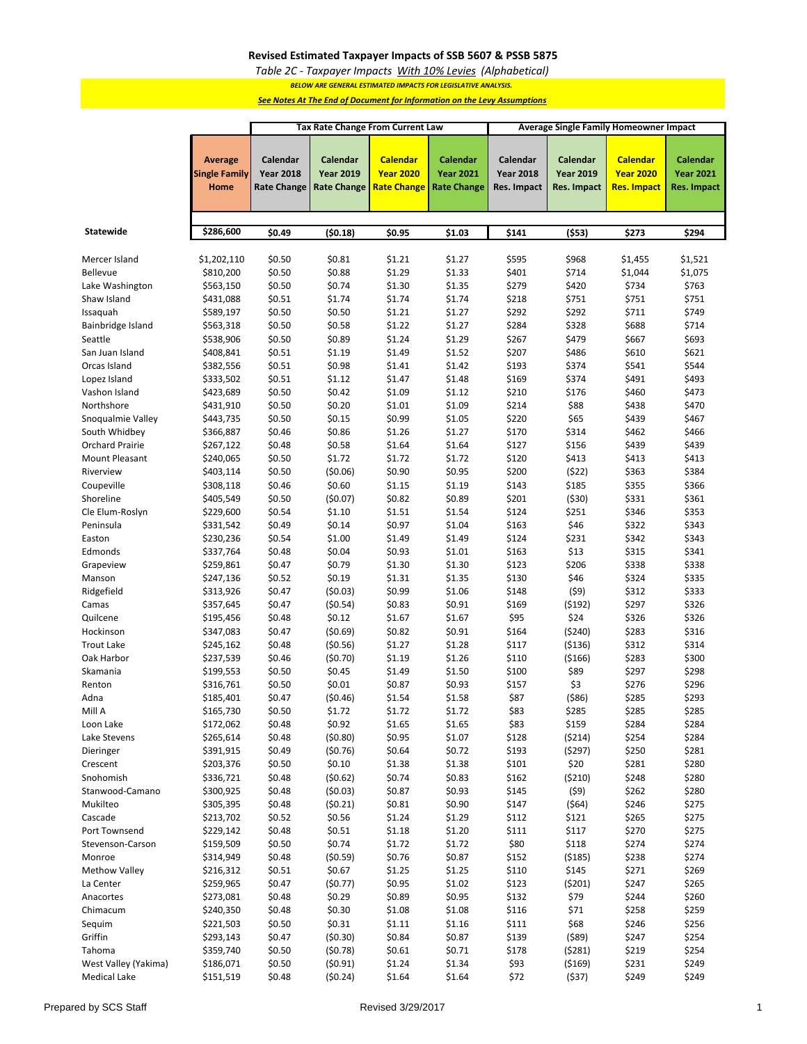# Revised Estimated Taxpayer Impacts of SSB 5607 & PSSB 5875

*Table 2C - Taxpayer Impacts With 10% Levies (Alphabetical)*

***BELOW ARE GENERAL ESTIMATED IMPACTS FOR LEGISLATIVE ANALYSIS.***

***See Notes At The End of Document for Information on the Levy Assumptions***

| | | Tax Rate Change From Current Law | | | | Average Single Family Homeowner Impact | | | |
|---|---|---|---|---|---|---|---|---|---|
| | **Average Single Family Home** | **Calendar Year 2018 Rate Change** | **Calendar Year 2019 Rate Change** | **Calendar Year 2020 Rate Change** | **Calendar Year 2021 Rate Change** | **Calendar Year 2018 Res. Impact** | **Calendar Year 2019 Res. Impact** | **Calendar Year 2020 Res. Impact** | **Calendar Year 2021 Res. Impact** |
| **Statewide** | **$286,600** | **$0.49** | **($0.18)** | **$0.95** | **$1.03** | **$141** | **($53)** | **$273** | **$294** |
| Mercer Island | $1,202,110 | $0.50 | $0.81 | $1.21 | $1.27 | $595 | $968 | $1,455 | $1,521 |
| Bellevue | $810,200 | $0.50 | $0.88 | $1.29 | $1.33 | $401 | $714 | $1,044 | $1,075 |
| Lake Washington | $563,150 | $0.50 | $0.74 | $1.30 | $1.35 | $279 | $420 | $734 | $763 |
| Shaw Island | $431,088 | $0.51 | $1.74 | $1.74 | $1.74 | $218 | $751 | $751 | $751 |
| Issaquah | $589,197 | $0.50 | $0.50 | $1.21 | $1.27 | $292 | $292 | $711 | $749 |
| Bainbridge Island | $563,318 | $0.50 | $0.58 | $1.22 | $1.27 | $284 | $328 | $688 | $714 |
| Seattle | $538,906 | $0.50 | $0.89 | $1.24 | $1.29 | $267 | $479 | $667 | $693 |
| San Juan Island | $408,841 | $0.51 | $1.19 | $1.49 | $1.52 | $207 | $486 | $610 | $621 |
| Orcas Island | $382,556 | $0.51 | $0.98 | $1.41 | $1.42 | $193 | $374 | $541 | $544 |
| Lopez Island | $333,502 | $0.51 | $1.12 | $1.47 | $1.48 | $169 | $374 | $491 | $493 |
| Vashon Island | $423,689 | $0.50 | $0.42 | $1.09 | $1.12 | $210 | $176 | $460 | $473 |
| Northshore | $431,910 | $0.50 | $0.20 | $1.01 | $1.09 | $214 | $88 | $438 | $470 |
| Snoqualmie Valley | $443,735 | $0.50 | $0.15 | $0.99 | $1.05 | $220 | $65 | $439 | $467 |
| South Whidbey | $366,887 | $0.46 | $0.86 | $1.26 | $1.27 | $170 | $314 | $462 | $466 |
| Orchard Prairie | $267,122 | $0.48 | $0.58 | $1.64 | $1.64 | $127 | $156 | $439 | $439 |
| Mount Pleasant | $240,065 | $0.50 | $1.72 | $1.72 | $1.72 | $120 | $413 | $413 | $413 |
| Riverview | $403,114 | $0.50 | ($0.06) | $0.90 | $0.95 | $200 | ($22) | $363 | $384 |
| Coupeville | $308,118 | $0.46 | $0.60 | $1.15 | $1.19 | $143 | $185 | $355 | $366 |
| Shoreline | $405,549 | $0.50 | ($0.07) | $0.82 | $0.89 | $201 | ($30) | $331 | $361 |
| Cle Elum-Roslyn | $229,600 | $0.54 | $1.10 | $1.51 | $1.54 | $124 | $251 | $346 | $353 |
| Peninsula | $331,542 | $0.49 | $0.14 | $0.97 | $1.04 | $163 | $46 | $322 | $343 |
| Easton | $230,236 | $0.54 | $1.00 | $1.49 | $1.49 | $124 | $231 | $342 | $343 |
| Edmonds | $337,764 | $0.48 | $0.04 | $0.93 | $1.01 | $163 | $13 | $315 | $341 |
| Grapeview | $259,861 | $0.47 | $0.79 | $1.30 | $1.30 | $123 | $206 | $338 | $338 |
| Manson | $247,136 | $0.52 | $0.19 | $1.31 | $1.35 | $130 | $46 | $324 | $335 |
| Ridgefield | $313,926 | $0.47 | ($0.03) | $0.99 | $1.06 | $148 | ($9) | $312 | $333 |
| Camas | $357,645 | $0.47 | ($0.54) | $0.83 | $0.91 | $169 | ($192) | $297 | $326 |
| Quilcene | $195,456 | $0.48 | $0.12 | $1.67 | $1.67 | $95 | $24 | $326 | $326 |
| Hockinson | $347,083 | $0.47 | ($0.69) | $0.82 | $0.91 | $164 | ($240) | $283 | $316 |
| Trout Lake | $245,162 | $0.48 | ($0.56) | $1.27 | $1.28 | $117 | ($136) | $312 | $314 |
| Oak Harbor | $237,539 | $0.46 | ($0.70) | $1.19 | $1.26 | $110 | ($166) | $283 | $300 |
| Skamania | $199,553 | $0.50 | $0.45 | $1.49 | $1.50 | $100 | $89 | $297 | $298 |
| Renton | $316,761 | $0.50 | $0.01 | $0.87 | $0.93 | $157 | $3 | $276 | $296 |
| Adna | $185,401 | $0.47 | ($0.46) | $1.54 | $1.58 | $87 | ($86) | $285 | $293 |
| Mill A | $165,730 | $0.50 | $1.72 | $1.72 | $1.72 | $83 | $285 | $285 | $285 |
| Loon Lake | $172,062 | $0.48 | $0.92 | $1.65 | $1.65 | $83 | $159 | $284 | $284 |
| Lake Stevens | $265,614 | $0.48 | ($0.80) | $0.95 | $1.07 | $128 | ($214) | $254 | $284 |
| Dieringer | $391,915 | $0.49 | ($0.76) | $0.64 | $0.72 | $193 | ($297) | $250 | $281 |
| Crescent | $203,376 | $0.50 | $0.10 | $1.38 | $1.38 | $101 | $20 | $281 | $280 |
| Snohomish | $336,721 | $0.48 | ($0.62) | $0.74 | $0.83 | $162 | ($210) | $248 | $280 |
| Stanwood-Camano | $300,925 | $0.48 | ($0.03) | $0.87 | $0.93 | $145 | ($9) | $262 | $280 |
| Mukilteo | $305,395 | $0.48 | ($0.21) | $0.81 | $0.90 | $147 | ($64) | $246 | $275 |
| Cascade | $213,702 | $0.52 | $0.56 | $1.24 | $1.29 | $112 | $121 | $265 | $275 |
| Port Townsend | $229,142 | $0.48 | $0.51 | $1.18 | $1.20 | $111 | $117 | $270 | $275 |
| Stevenson-Carson | $159,509 | $0.50 | $0.74 | $1.72 | $1.72 | $80 | $118 | $274 | $274 |
| Monroe | $314,949 | $0.48 | ($0.59) | $0.76 | $0.87 | $152 | ($185) | $238 | $274 |
| Methow Valley | $216,312 | $0.51 | $0.67 | $1.25 | $1.25 | $110 | $145 | $271 | $269 |
| La Center | $259,965 | $0.47 | ($0.77) | $0.95 | $1.02 | $123 | ($201) | $247 | $265 |
| Anacortes | $273,081 | $0.48 | $0.29 | $0.89 | $0.95 | $132 | $79 | $244 | $260 |
| Chimacum | $240,350 | $0.48 | $0.30 | $1.08 | $1.08 | $116 | $71 | $258 | $259 |
| Sequim | $221,503 | $0.50 | $0.31 | $1.11 | $1.16 | $111 | $68 | $246 | $256 |
| Griffin | $293,143 | $0.47 | ($0.30) | $0.84 | $0.87 | $139 | ($89) | $247 | $254 |
| Tahoma | $359,740 | $0.50 | ($0.78) | $0.61 | $0.71 | $178 | ($281) | $219 | $254 |
| West Valley (Yakima) | $186,071 | $0.50 | ($0.91) | $1.24 | $1.34 | $93 | ($169) | $231 | $249 |
| Medical Lake | $151,519 | $0.48 | ($0.24) | $1.64 | $1.64 | $72 | ($37) | $249 | $249 |

Prepared by SCS Staff

Revised 3/29/2017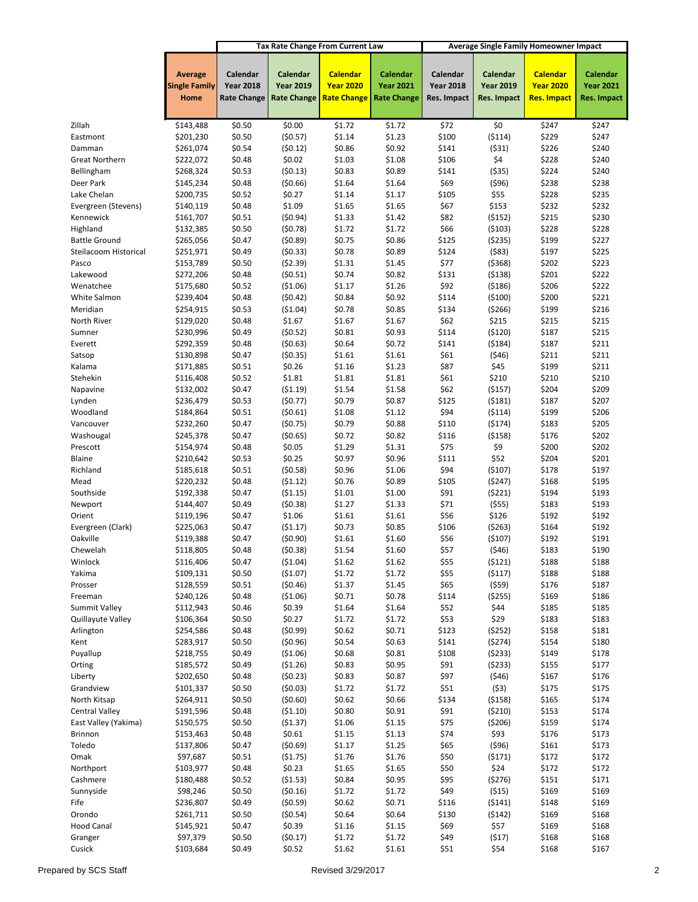| | | Tax Rate Change From Current Law | | | | Average Single Family Homeowner Impact | | | |
|---|---|---|---|---|---|---|---|---|---|
| | Average Single Family Home | Calendar Year 2018 Rate Change | Calendar Year 2019 Rate Change | Calendar Year 2020 Rate Change | Calendar Year 2021 Rate Change | Calendar Year 2018 Res. Impact | Calendar Year 2019 Res. Impact | Calendar Year 2020 Res. Impact | Calendar Year 2021 Res. Impact |
| Zillah | $143,488 | $0.50 | $0.00 | $1.72 | $1.72 | $72 | $0 | $247 | $247 |
| Eastmont | $201,230 | $0.50 | ($0.57) | $1.14 | $1.23 | $100 | ($114) | $229 | $247 |
| Damman | $261,074 | $0.54 | ($0.12) | $0.86 | $0.92 | $141 | ($31) | $226 | $240 |
| Great Northern | $222,072 | $0.48 | $0.02 | $1.03 | $1.08 | $106 | $4 | $228 | $240 |
| Bellingham | $268,324 | $0.53 | ($0.13) | $0.83 | $0.89 | $141 | ($35) | $224 | $240 |
| Deer Park | $145,234 | $0.48 | ($0.66) | $1.64 | $1.64 | $69 | ($96) | $238 | $238 |
| Lake Chelan | $200,735 | $0.52 | $0.27 | $1.14 | $1.17 | $105 | $55 | $228 | $235 |
| Evergreen (Stevens) | $140,119 | $0.48 | $1.09 | $1.65 | $1.65 | $67 | $153 | $232 | $232 |
| Kennewick | $161,707 | $0.51 | ($0.94) | $1.33 | $1.42 | $82 | ($152) | $215 | $230 |
| Highland | $132,385 | $0.50 | ($0.78) | $1.72 | $1.72 | $66 | ($103) | $228 | $228 |
| Battle Ground | $265,056 | $0.47 | ($0.89) | $0.75 | $0.86 | $125 | ($235) | $199 | $227 |
| Steilacoom Historical | $251,971 | $0.49 | ($0.33) | $0.78 | $0.89 | $124 | ($83) | $197 | $225 |
| Pasco | $153,789 | $0.50 | ($2.39) | $1.31 | $1.45 | $77 | ($368) | $202 | $223 |
| Lakewood | $272,206 | $0.48 | ($0.51) | $0.74 | $0.82 | $131 | ($138) | $201 | $222 |
| Wenatchee | $175,680 | $0.52 | ($1.06) | $1.17 | $1.26 | $92 | ($186) | $206 | $222 |
| White Salmon | $239,404 | $0.48 | ($0.42) | $0.84 | $0.92 | $114 | ($100) | $200 | $221 |
| Meridian | $254,915 | $0.53 | ($1.04) | $0.78 | $0.85 | $134 | ($266) | $199 | $216 |
| North River | $129,020 | $0.48 | $1.67 | $1.67 | $1.67 | $62 | $215 | $215 | $215 |
| Sumner | $230,996 | $0.49 | ($0.52) | $0.81 | $0.93 | $114 | ($120) | $187 | $215 |
| Everett | $292,359 | $0.48 | ($0.63) | $0.64 | $0.72 | $141 | ($184) | $187 | $211 |
| Satsop | $130,898 | $0.47 | ($0.35) | $1.61 | $1.61 | $61 | ($46) | $211 | $211 |
| Kalama | $171,885 | $0.51 | $0.26 | $1.16 | $1.23 | $87 | $45 | $199 | $211 |
| Stehekin | $116,408 | $0.52 | $1.81 | $1.81 | $1.81 | $61 | $210 | $210 | $210 |
| Napavine | $132,002 | $0.47 | ($1.19) | $1.54 | $1.58 | $62 | ($157) | $204 | $209 |
| Lynden | $236,479 | $0.53 | ($0.77) | $0.79 | $0.87 | $125 | ($181) | $187 | $207 |
| Woodland | $184,864 | $0.51 | ($0.61) | $1.08 | $1.12 | $94 | ($114) | $199 | $206 |
| Vancouver | $232,260 | $0.47 | ($0.75) | $0.79 | $0.88 | $110 | ($174) | $183 | $205 |
| Washougal | $245,378 | $0.47 | ($0.65) | $0.72 | $0.82 | $116 | ($158) | $176 | $202 |
| Prescott | $154,974 | $0.48 | $0.05 | $1.29 | $1.31 | $75 | $9 | $200 | $202 |
| Blaine | $210,642 | $0.53 | $0.25 | $0.97 | $0.96 | $111 | $52 | $204 | $201 |
| Richland | $185,618 | $0.51 | ($0.58) | $0.96 | $1.06 | $94 | ($107) | $178 | $197 |
| Mead | $220,232 | $0.48 | ($1.12) | $0.76 | $0.89 | $105 | ($247) | $168 | $195 |
| Southside | $192,338 | $0.47 | ($1.15) | $1.01 | $1.00 | $91 | ($221) | $194 | $193 |
| Newport | $144,407 | $0.49 | ($0.38) | $1.27 | $1.33 | $71 | ($55) | $183 | $193 |
| Orient | $119,196 | $0.47 | $1.06 | $1.61 | $1.61 | $56 | $126 | $192 | $192 |
| Evergreen (Clark) | $225,063 | $0.47 | ($1.17) | $0.73 | $0.85 | $106 | ($263) | $164 | $192 |
| Oakville | $119,388 | $0.47 | ($0.90) | $1.61 | $1.60 | $56 | ($107) | $192 | $191 |
| Chewelah | $118,805 | $0.48 | ($0.38) | $1.54 | $1.60 | $57 | ($46) | $183 | $190 |
| Winlock | $116,406 | $0.47 | ($1.04) | $1.62 | $1.62 | $55 | ($121) | $188 | $188 |
| Yakima | $109,131 | $0.50 | ($1.07) | $1.72 | $1.72 | $55 | ($117) | $188 | $188 |
| Prosser | $128,559 | $0.51 | ($0.46) | $1.37 | $1.45 | $65 | ($59) | $176 | $187 |
| Freeman | $240,126 | $0.48 | ($1.06) | $0.71 | $0.78 | $114 | ($255) | $169 | $186 |
| Summit Valley | $112,943 | $0.46 | $0.39 | $1.64 | $1.64 | $52 | $44 | $185 | $185 |
| Quillayute Valley | $106,364 | $0.50 | $0.27 | $1.72 | $1.72 | $53 | $29 | $183 | $183 |
| Arlington | $254,586 | $0.48 | ($0.99) | $0.62 | $0.71 | $123 | ($252) | $158 | $181 |
| Kent | $283,917 | $0.50 | ($0.96) | $0.54 | $0.63 | $141 | ($274) | $154 | $180 |
| Puyallup | $218,755 | $0.49 | ($1.06) | $0.68 | $0.81 | $108 | ($233) | $149 | $178 |
| Orting | $185,572 | $0.49 | ($1.26) | $0.83 | $0.95 | $91 | ($233) | $155 | $177 |
| Liberty | $202,650 | $0.48 | ($0.23) | $0.83 | $0.87 | $97 | ($46) | $167 | $176 |
| Grandview | $101,337 | $0.50 | ($0.03) | $1.72 | $1.72 | $51 | ($3) | $175 | $175 |
| North Kitsap | $264,911 | $0.50 | ($0.60) | $0.62 | $0.66 | $134 | ($158) | $165 | $174 |
| Central Valley | $191,596 | $0.48 | ($1.10) | $0.80 | $0.91 | $91 | ($210) | $153 | $174 |
| East Valley (Yakima) | $150,575 | $0.50 | ($1.37) | $1.06 | $1.15 | $75 | ($206) | $159 | $174 |
| Brinnon | $153,463 | $0.48 | $0.61 | $1.15 | $1.13 | $74 | $93 | $176 | $173 |
| Toledo | $137,806 | $0.47 | ($0.69) | $1.17 | $1.25 | $65 | ($96) | $161 | $173 |
| Omak | $97,687 | $0.51 | ($1.75) | $1.76 | $1.76 | $50 | ($171) | $172 | $172 |
| Northport | $103,977 | $0.48 | $0.23 | $1.65 | $1.65 | $50 | $24 | $172 | $172 |
| Cashmere | $180,488 | $0.52 | ($1.53) | $0.84 | $0.95 | $95 | ($276) | $151 | $171 |
| Sunnyside | $98,246 | $0.50 | ($0.16) | $1.72 | $1.72 | $49 | ($15) | $169 | $169 |
| Fife | $236,807 | $0.49 | ($0.59) | $0.62 | $0.71 | $116 | ($141) | $148 | $169 |
| Orondo | $261,711 | $0.50 | ($0.54) | $0.64 | $0.64 | $130 | ($142) | $169 | $168 |
| Hood Canal | $145,921 | $0.47 | $0.39 | $1.16 | $1.15 | $69 | $57 | $169 | $168 |
| Granger | $97,379 | $0.50 | ($0.17) | $1.72 | $1.72 | $49 | ($17) | $168 | $168 |
| Cusick | $103,684 | $0.49 | $0.52 | $1.62 | $1.61 | $51 | $54 | $168 | $167 |

Prepared by SCS Staff | Revised 3/29/2017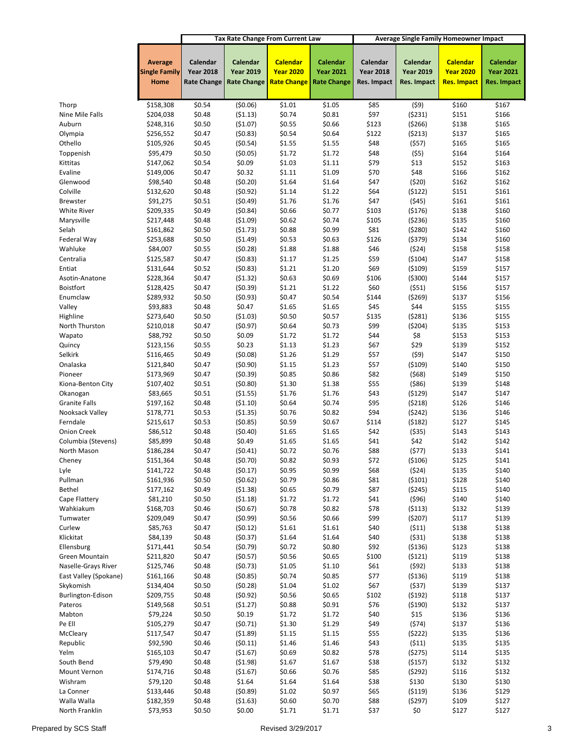| | | Tax Rate Change From Current Law | | | | Average Single Family Homeowner Impact | | | |
|---|---|---|---|---|---|---|---|---|---|
| | Average Single Family Home | Calendar Year 2018 Rate Change | Calendar Year 2019 Rate Change | Calendar Year 2020 Rate Change | Calendar Year 2021 Rate Change | Calendar Year 2018 Res. Impact | Calendar Year 2019 Res. Impact | Calendar Year 2020 Res. Impact | Calendar Year 2021 Res. Impact |
| Thorp | $158,308 | $0.54 | ($0.06) | $1.01 | $1.05 | $85 | ($9) | $160 | $167 |
| Nine Mile Falls | $204,038 | $0.48 | ($1.13) | $0.74 | $0.81 | $97 | ($231) | $151 | $166 |
| Auburn | $248,316 | $0.50 | ($1.07) | $0.55 | $0.66 | $123 | ($266) | $138 | $165 |
| Olympia | $256,552 | $0.47 | ($0.83) | $0.54 | $0.64 | $122 | ($213) | $137 | $165 |
| Othello | $105,926 | $0.45 | ($0.54) | $1.55 | $1.55 | $48 | ($57) | $165 | $165 |
| Toppenish | $95,479 | $0.50 | ($0.05) | $1.72 | $1.72 | $48 | ($5) | $164 | $164 |
| Kittitas | $147,062 | $0.54 | $0.09 | $1.03 | $1.11 | $79 | $13 | $152 | $163 |
| Evaline | $149,006 | $0.47 | $0.32 | $1.11 | $1.09 | $70 | $48 | $166 | $162 |
| Glenwood | $98,540 | $0.48 | ($0.20) | $1.64 | $1.64 | $47 | ($20) | $162 | $162 |
| Colville | $132,620 | $0.48 | ($0.92) | $1.14 | $1.22 | $64 | ($122) | $151 | $161 |
| Brewster | $91,275 | $0.51 | ($0.49) | $1.76 | $1.76 | $47 | ($45) | $161 | $161 |
| White River | $209,335 | $0.49 | ($0.84) | $0.66 | $0.77 | $103 | ($176) | $138 | $160 |
| Marysville | $217,448 | $0.48 | ($1.09) | $0.62 | $0.74 | $105 | ($236) | $135 | $160 |
| Selah | $161,862 | $0.50 | ($1.73) | $0.88 | $0.99 | $81 | ($280) | $142 | $160 |
| Federal Way | $253,688 | $0.50 | ($1.49) | $0.53 | $0.63 | $126 | ($379) | $134 | $160 |
| Wahluke | $84,007 | $0.55 | ($0.28) | $1.88 | $1.88 | $46 | ($24) | $158 | $158 |
| Centralia | $125,587 | $0.47 | ($0.83) | $1.17 | $1.25 | $59 | ($104) | $147 | $158 |
| Entiat | $131,644 | $0.52 | ($0.83) | $1.21 | $1.20 | $69 | ($109) | $159 | $157 |
| Asotin-Anatone | $228,364 | $0.47 | ($1.32) | $0.63 | $0.69 | $106 | ($300) | $144 | $157 |
| Boistfort | $128,425 | $0.47 | ($0.39) | $1.21 | $1.22 | $60 | ($51) | $156 | $157 |
| Enumclaw | $289,932 | $0.50 | ($0.93) | $0.47 | $0.54 | $144 | ($269) | $137 | $156 |
| Valley | $93,883 | $0.48 | $0.47 | $1.65 | $1.65 | $45 | $44 | $155 | $155 |
| Highline | $273,640 | $0.50 | ($1.03) | $0.50 | $0.57 | $135 | ($281) | $136 | $155 |
| North Thurston | $210,018 | $0.47 | ($0.97) | $0.64 | $0.73 | $99 | ($204) | $135 | $153 |
| Wapato | $88,792 | $0.50 | $0.09 | $1.72 | $1.72 | $44 | $8 | $153 | $153 |
| Quincy | $123,156 | $0.55 | $0.23 | $1.13 | $1.23 | $67 | $29 | $139 | $152 |
| Selkirk | $116,465 | $0.49 | ($0.08) | $1.26 | $1.29 | $57 | ($9) | $147 | $150 |
| Onalaska | $121,840 | $0.47 | ($0.90) | $1.15 | $1.23 | $57 | ($109) | $140 | $150 |
| Pioneer | $173,969 | $0.47 | ($0.39) | $0.85 | $0.86 | $82 | ($68) | $149 | $150 |
| Kiona-Benton City | $107,402 | $0.51 | ($0.80) | $1.30 | $1.38 | $55 | ($86) | $139 | $148 |
| Okanogan | $83,665 | $0.51 | ($1.55) | $1.76 | $1.76 | $43 | ($129) | $147 | $147 |
| Granite Falls | $197,162 | $0.48 | ($1.10) | $0.64 | $0.74 | $95 | ($218) | $126 | $146 |
| Nooksack Valley | $178,771 | $0.53 | ($1.35) | $0.76 | $0.82 | $94 | ($242) | $136 | $146 |
| Ferndale | $215,617 | $0.53 | ($0.85) | $0.59 | $0.67 | $114 | ($182) | $127 | $145 |
| Onion Creek | $86,512 | $0.48 | ($0.40) | $1.65 | $1.65 | $42 | ($35) | $143 | $143 |
| Columbia (Stevens) | $85,899 | $0.48 | $0.49 | $1.65 | $1.65 | $41 | $42 | $142 | $142 |
| North Mason | $186,284 | $0.47 | ($0.41) | $0.72 | $0.76 | $88 | ($77) | $133 | $141 |
| Cheney | $151,364 | $0.48 | ($0.70) | $0.82 | $0.93 | $72 | ($106) | $125 | $141 |
| Lyle | $141,722 | $0.48 | ($0.17) | $0.95 | $0.99 | $68 | ($24) | $135 | $140 |
| Pullman | $161,936 | $0.50 | ($0.62) | $0.79 | $0.86 | $81 | ($101) | $128 | $140 |
| Bethel | $177,162 | $0.49 | ($1.38) | $0.65 | $0.79 | $87 | ($245) | $115 | $140 |
| Cape Flattery | $81,210 | $0.50 | ($1.18) | $1.72 | $1.72 | $41 | ($96) | $140 | $140 |
| Wahkiakum | $168,703 | $0.46 | ($0.67) | $0.78 | $0.82 | $78 | ($113) | $132 | $139 |
| Tumwater | $209,049 | $0.47 | ($0.99) | $0.56 | $0.66 | $99 | ($207) | $117 | $139 |
| Curlew | $85,763 | $0.47 | ($0.12) | $1.61 | $1.61 | $40 | ($11) | $138 | $138 |
| Klickitat | $84,139 | $0.48 | ($0.37) | $1.64 | $1.64 | $40 | ($31) | $138 | $138 |
| Ellensburg | $171,441 | $0.54 | ($0.79) | $0.72 | $0.80 | $92 | ($136) | $123 | $138 |
| Green Mountain | $211,820 | $0.47 | ($0.57) | $0.56 | $0.65 | $100 | ($121) | $119 | $138 |
| Naselle-Grays River | $125,746 | $0.48 | ($0.73) | $1.05 | $1.10 | $61 | ($92) | $133 | $138 |
| East Valley (Spokane) | $161,166 | $0.48 | ($0.85) | $0.74 | $0.85 | $77 | ($136) | $119 | $138 |
| Skykomish | $134,404 | $0.50 | ($0.28) | $1.04 | $1.02 | $67 | ($37) | $139 | $137 |
| Burlington-Edison | $209,755 | $0.48 | ($0.92) | $0.56 | $0.65 | $102 | ($192) | $118 | $137 |
| Pateros | $149,568 | $0.51 | ($1.27) | $0.88 | $0.91 | $76 | ($190) | $132 | $137 |
| Mabton | $79,224 | $0.50 | $0.19 | $1.72 | $1.72 | $40 | $15 | $136 | $136 |
| Pe Ell | $105,279 | $0.47 | ($0.71) | $1.30 | $1.29 | $49 | ($74) | $137 | $136 |
| McCleary | $117,547 | $0.47 | ($1.89) | $1.15 | $1.15 | $55 | ($222) | $135 | $136 |
| Republic | $92,590 | $0.46 | ($0.11) | $1.46 | $1.46 | $43 | ($11) | $135 | $135 |
| Yelm | $165,103 | $0.47 | ($1.67) | $0.69 | $0.82 | $78 | ($275) | $114 | $135 |
| South Bend | $79,490 | $0.48 | ($1.98) | $1.67 | $1.67 | $38 | ($157) | $132 | $132 |
| Mount Vernon | $174,716 | $0.48 | ($1.67) | $0.66 | $0.76 | $85 | ($292) | $116 | $132 |
| Wishram | $79,120 | $0.48 | $1.64 | $1.64 | $1.64 | $38 | $130 | $130 | $130 |
| La Conner | $133,446 | $0.48 | ($0.89) | $1.02 | $0.97 | $65 | ($119) | $136 | $129 |
| Walla Walla | $182,359 | $0.48 | ($1.63) | $0.60 | $0.70 | $88 | ($297) | $109 | $127 |
| North Franklin | $73,953 | $0.50 | $0.00 | $1.71 | $1.71 | $37 | $0 | $127 | $127 |

Prepared by SCS Staff

Revised 3/29/2017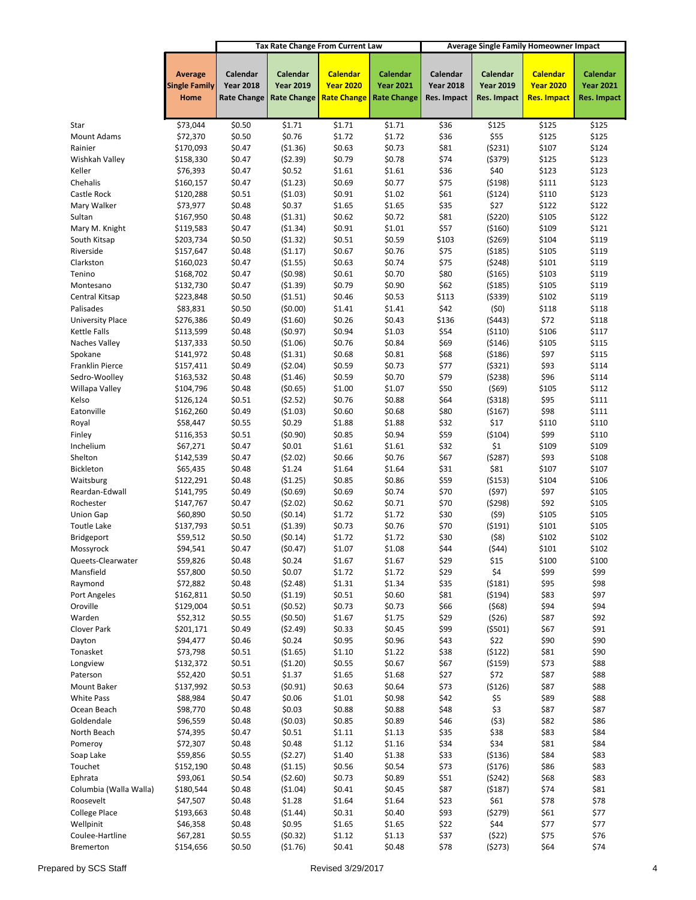| | | Tax Rate Change From Current Law | | | | Average Single Family Homeowner Impact | | | |
|---|---|---|---|---|---|---|---|---|---|
| | Average Single Family Home | Calendar Year 2018 Rate Change | Calendar Year 2019 Rate Change | Calendar Year 2020 Rate Change | Calendar Year 2021 Rate Change | Calendar Year 2018 Res. Impact | Calendar Year 2019 Res. Impact | Calendar Year 2020 Res. Impact | Calendar Year 2021 Res. Impact |
| Star | $73,044 | $0.50 | $1.71 | $1.71 | $1.71 | $36 | $125 | $125 | $125 |
| Mount Adams | $72,370 | $0.50 | $0.76 | $1.72 | $1.72 | $36 | $55 | $125 | $125 |
| Rainier | $170,093 | $0.47 | ($1.36) | $0.63 | $0.73 | $81 | ($231) | $107 | $124 |
| Wishkah Valley | $158,330 | $0.47 | ($2.39) | $0.79 | $0.78 | $74 | ($379) | $125 | $123 |
| Keller | $76,393 | $0.47 | $0.52 | $1.61 | $1.61 | $36 | $40 | $123 | $123 |
| Chehalis | $160,157 | $0.47 | ($1.23) | $0.69 | $0.77 | $75 | ($198) | $111 | $123 |
| Castle Rock | $120,288 | $0.51 | ($1.03) | $0.91 | $1.02 | $61 | ($124) | $110 | $123 |
| Mary Walker | $73,977 | $0.48 | $0.37 | $1.65 | $1.65 | $35 | $27 | $122 | $122 |
| Sultan | $167,950 | $0.48 | ($1.31) | $0.62 | $0.72 | $81 | ($220) | $105 | $122 |
| Mary M. Knight | $119,583 | $0.47 | ($1.34) | $0.91 | $1.01 | $57 | ($160) | $109 | $121 |
| South Kitsap | $203,734 | $0.50 | ($1.32) | $0.51 | $0.59 | $103 | ($269) | $104 | $119 |
| Riverside | $157,647 | $0.48 | ($1.17) | $0.67 | $0.76 | $75 | ($185) | $105 | $119 |
| Clarkston | $160,023 | $0.47 | ($1.55) | $0.63 | $0.74 | $75 | ($248) | $101 | $119 |
| Tenino | $168,702 | $0.47 | ($0.98) | $0.61 | $0.70 | $80 | ($165) | $103 | $119 |
| Montesano | $132,730 | $0.47 | ($1.39) | $0.79 | $0.90 | $62 | ($185) | $105 | $119 |
| Central Kitsap | $223,848 | $0.50 | ($1.51) | $0.46 | $0.53 | $113 | ($339) | $102 | $119 |
| Palisades | $83,831 | $0.50 | ($0.00) | $1.41 | $1.41 | $42 | ($0) | $118 | $118 |
| University Place | $276,386 | $0.49 | ($1.60) | $0.26 | $0.43 | $136 | ($443) | $72 | $118 |
| Kettle Falls | $113,599 | $0.48 | ($0.97) | $0.94 | $1.03 | $54 | ($110) | $106 | $117 |
| Naches Valley | $137,333 | $0.50 | ($1.06) | $0.76 | $0.84 | $69 | ($146) | $105 | $115 |
| Spokane | $141,972 | $0.48 | ($1.31) | $0.68 | $0.81 | $68 | ($186) | $97 | $115 |
| Franklin Pierce | $157,411 | $0.49 | ($2.04) | $0.59 | $0.73 | $77 | ($321) | $93 | $114 |
| Sedro-Woolley | $163,532 | $0.48 | ($1.46) | $0.59 | $0.70 | $79 | ($238) | $96 | $114 |
| Willapa Valley | $104,796 | $0.48 | ($0.65) | $1.00 | $1.07 | $50 | ($69) | $105 | $112 |
| Kelso | $126,124 | $0.51 | ($2.52) | $0.76 | $0.88 | $64 | ($318) | $95 | $111 |
| Eatonville | $162,260 | $0.49 | ($1.03) | $0.60 | $0.68 | $80 | ($167) | $98 | $111 |
| Royal | $58,447 | $0.55 | $0.29 | $1.88 | $1.88 | $32 | $17 | $110 | $110 |
| Finley | $116,353 | $0.51 | ($0.90) | $0.85 | $0.94 | $59 | ($104) | $99 | $110 |
| Inchelium | $67,271 | $0.47 | $0.01 | $1.61 | $1.61 | $32 | $1 | $109 | $109 |
| Shelton | $142,539 | $0.47 | ($2.02) | $0.66 | $0.76 | $67 | ($287) | $93 | $108 |
| Bickleton | $65,435 | $0.48 | $1.24 | $1.64 | $1.64 | $31 | $81 | $107 | $107 |
| Waitsburg | $122,291 | $0.48 | ($1.25) | $0.85 | $0.86 | $59 | ($153) | $104 | $106 |
| Reardan-Edwall | $141,795 | $0.49 | ($0.69) | $0.69 | $0.74 | $70 | ($97) | $97 | $105 |
| Rochester | $147,767 | $0.47 | ($2.02) | $0.62 | $0.71 | $70 | ($298) | $92 | $105 |
| Union Gap | $60,890 | $0.50 | ($0.14) | $1.72 | $1.72 | $30 | ($9) | $105 | $105 |
| Toutle Lake | $137,793 | $0.51 | ($1.39) | $0.73 | $0.76 | $70 | ($191) | $101 | $105 |
| Bridgeport | $59,512 | $0.50 | ($0.14) | $1.72 | $1.72 | $30 | ($8) | $102 | $102 |
| Mossyrock | $94,541 | $0.47 | ($0.47) | $1.07 | $1.08 | $44 | ($44) | $101 | $102 |
| Queets-Clearwater | $59,826 | $0.48 | $0.24 | $1.67 | $1.67 | $29 | $15 | $100 | $100 |
| Mansfield | $57,800 | $0.50 | $0.07 | $1.72 | $1.72 | $29 | $4 | $99 | $99 |
| Raymond | $72,882 | $0.48 | ($2.48) | $1.31 | $1.34 | $35 | ($181) | $95 | $98 |
| Port Angeles | $162,811 | $0.50 | ($1.19) | $0.51 | $0.60 | $81 | ($194) | $83 | $97 |
| Oroville | $129,004 | $0.51 | ($0.52) | $0.73 | $0.73 | $66 | ($68) | $94 | $94 |
| Warden | $52,312 | $0.55 | ($0.50) | $1.67 | $1.75 | $29 | ($26) | $87 | $92 |
| Clover Park | $201,171 | $0.49 | ($2.49) | $0.33 | $0.45 | $99 | ($501) | $67 | $91 |
| Dayton | $94,477 | $0.46 | $0.24 | $0.95 | $0.96 | $43 | $22 | $90 | $90 |
| Tonasket | $73,798 | $0.51 | ($1.65) | $1.10 | $1.22 | $38 | ($122) | $81 | $90 |
| Longview | $132,372 | $0.51 | ($1.20) | $0.55 | $0.67 | $67 | ($159) | $73 | $88 |
| Paterson | $52,420 | $0.51 | $1.37 | $1.65 | $1.68 | $27 | $72 | $87 | $88 |
| Mount Baker | $137,992 | $0.53 | ($0.91) | $0.63 | $0.64 | $73 | ($126) | $87 | $88 |
| White Pass | $88,984 | $0.47 | $0.06 | $1.01 | $0.98 | $42 | $5 | $89 | $88 |
| Ocean Beach | $98,770 | $0.48 | $0.03 | $0.88 | $0.88 | $48 | $3 | $87 | $87 |
| Goldendale | $96,559 | $0.48 | ($0.03) | $0.85 | $0.89 | $46 | ($3) | $82 | $86 |
| North Beach | $74,395 | $0.47 | $0.51 | $1.11 | $1.13 | $35 | $38 | $83 | $84 |
| Pomeroy | $72,307 | $0.48 | $0.48 | $1.12 | $1.16 | $34 | $34 | $81 | $84 |
| Soap Lake | $59,856 | $0.55 | ($2.27) | $1.40 | $1.38 | $33 | ($136) | $84 | $83 |
| Touchet | $152,190 | $0.48 | ($1.15) | $0.56 | $0.54 | $73 | ($176) | $86 | $83 |
| Ephrata | $93,061 | $0.54 | ($2.60) | $0.73 | $0.89 | $51 | ($242) | $68 | $83 |
| Columbia (Walla Walla) | $180,544 | $0.48 | ($1.04) | $0.41 | $0.45 | $87 | ($187) | $74 | $81 |
| Roosevelt | $47,507 | $0.48 | $1.28 | $1.64 | $1.64 | $23 | $61 | $78 | $78 |
| College Place | $193,663 | $0.48 | ($1.44) | $0.31 | $0.40 | $93 | ($279) | $61 | $77 |
| Wellpinit | $46,358 | $0.48 | $0.95 | $1.65 | $1.65 | $22 | $44 | $77 | $77 |
| Coulee-Hartline | $67,281 | $0.55 | ($0.32) | $1.12 | $1.13 | $37 | ($22) | $75 | $76 |
| Bremerton | $154,656 | $0.50 | ($1.76) | $0.41 | $0.48 | $78 | ($273) | $64 | $74 |

Prepared by SCS Staff

Revised 3/29/2017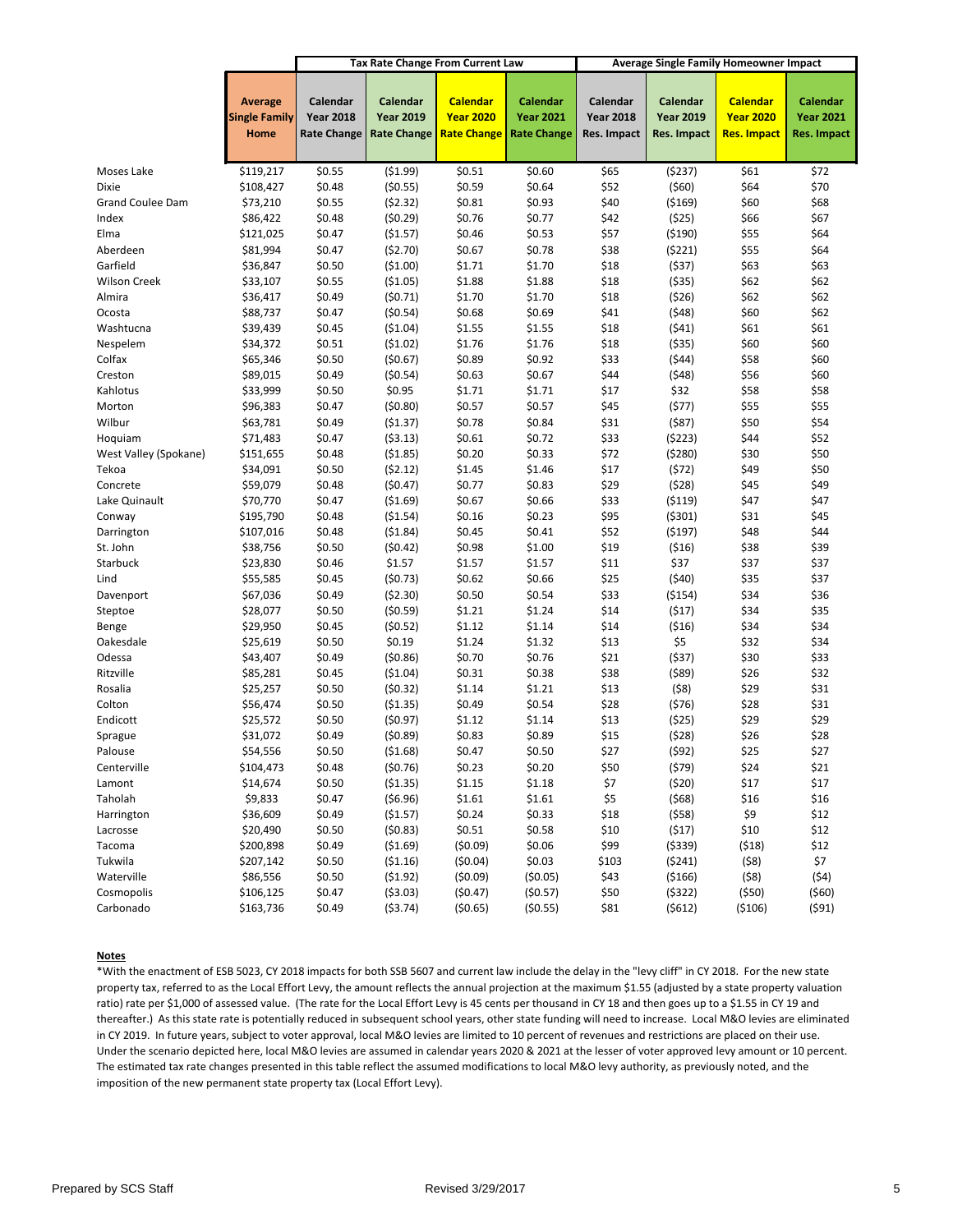| | | Tax Rate Change From Current Law | | | | Average Single Family Homeowner Impact | | | |
|---|---|---|---|---|---|---|---|---|---|
| | Average Single Family Home | Calendar Year 2018 Rate Change | Calendar Year 2019 Rate Change | Calendar Year 2020 Rate Change | Calendar Year 2021 Rate Change | Calendar Year 2018 Res. Impact | Calendar Year 2019 Res. Impact | Calendar Year 2020 Res. Impact | Calendar Year 2021 Res. Impact |
| Moses Lake | $119,217 | $0.55 | ($1.99) | $0.51 | $0.60 | $65 | ($237) | $61 | $72 |
| Dixie | $108,427 | $0.48 | ($0.55) | $0.59 | $0.64 | $52 | ($60) | $64 | $70 |
| Grand Coulee Dam | $73,210 | $0.55 | ($2.32) | $0.81 | $0.93 | $40 | ($169) | $60 | $68 |
| Index | $86,422 | $0.48 | ($0.29) | $0.76 | $0.77 | $42 | ($25) | $66 | $67 |
| Elma | $121,025 | $0.47 | ($1.57) | $0.46 | $0.53 | $57 | ($190) | $55 | $64 |
| Aberdeen | $81,994 | $0.47 | ($2.70) | $0.67 | $0.78 | $38 | ($221) | $55 | $64 |
| Garfield | $36,847 | $0.50 | ($1.00) | $1.71 | $1.70 | $18 | ($37) | $63 | $63 |
| Wilson Creek | $33,107 | $0.55 | ($1.05) | $1.88 | $1.88 | $18 | ($35) | $62 | $62 |
| Almira | $36,417 | $0.49 | ($0.71) | $1.70 | $1.70 | $18 | ($26) | $62 | $62 |
| Ocosta | $88,737 | $0.47 | ($0.54) | $0.68 | $0.69 | $41 | ($48) | $60 | $62 |
| Washtucna | $39,439 | $0.45 | ($1.04) | $1.55 | $1.55 | $18 | ($41) | $61 | $61 |
| Nespelem | $34,372 | $0.51 | ($1.02) | $1.76 | $1.76 | $18 | ($35) | $60 | $60 |
| Colfax | $65,346 | $0.50 | ($0.67) | $0.89 | $0.92 | $33 | ($44) | $58 | $60 |
| Creston | $89,015 | $0.49 | ($0.54) | $0.63 | $0.67 | $44 | ($48) | $56 | $60 |
| Kahlotus | $33,999 | $0.50 | $0.95 | $1.71 | $1.71 | $17 | $32 | $58 | $58 |
| Morton | $96,383 | $0.47 | ($0.80) | $0.57 | $0.57 | $45 | ($77) | $55 | $55 |
| Wilbur | $63,781 | $0.49 | ($1.37) | $0.78 | $0.84 | $31 | ($87) | $50 | $54 |
| Hoquiam | $71,483 | $0.47 | ($3.13) | $0.61 | $0.72 | $33 | ($223) | $44 | $52 |
| West Valley (Spokane) | $151,655 | $0.48 | ($1.85) | $0.20 | $0.33 | $72 | ($280) | $30 | $50 |
| Tekoa | $34,091 | $0.50 | ($2.12) | $1.45 | $1.46 | $17 | ($72) | $49 | $50 |
| Concrete | $59,079 | $0.48 | ($0.47) | $0.77 | $0.83 | $29 | ($28) | $45 | $49 |
| Lake Quinault | $70,770 | $0.47 | ($1.69) | $0.67 | $0.66 | $33 | ($119) | $47 | $47 |
| Conway | $195,790 | $0.48 | ($1.54) | $0.16 | $0.23 | $95 | ($301) | $31 | $45 |
| Darrington | $107,016 | $0.48 | ($1.84) | $0.45 | $0.41 | $52 | ($197) | $48 | $44 |
| St. John | $38,756 | $0.50 | ($0.42) | $0.98 | $1.00 | $19 | ($16) | $38 | $39 |
| Starbuck | $23,830 | $0.46 | $1.57 | $1.57 | $1.57 | $11 | $37 | $37 | $37 |
| Lind | $55,585 | $0.45 | ($0.73) | $0.62 | $0.66 | $25 | ($40) | $35 | $37 |
| Davenport | $67,036 | $0.49 | ($2.30) | $0.50 | $0.54 | $33 | ($154) | $34 | $36 |
| Steptoe | $28,077 | $0.50 | ($0.59) | $1.21 | $1.24 | $14 | ($17) | $34 | $35 |
| Benge | $29,950 | $0.45 | ($0.52) | $1.12 | $1.14 | $14 | ($16) | $34 | $34 |
| Oakesdale | $25,619 | $0.50 | $0.19 | $1.24 | $1.32 | $13 | $5 | $32 | $34 |
| Odessa | $43,407 | $0.49 | ($0.86) | $0.70 | $0.76 | $21 | ($37) | $30 | $33 |
| Ritzville | $85,281 | $0.45 | ($1.04) | $0.31 | $0.38 | $38 | ($89) | $26 | $32 |
| Rosalia | $25,257 | $0.50 | ($0.32) | $1.14 | $1.21 | $13 | ($8) | $29 | $31 |
| Colton | $56,474 | $0.50 | ($1.35) | $0.49 | $0.54 | $28 | ($76) | $28 | $31 |
| Endicott | $25,572 | $0.50 | ($0.97) | $1.12 | $1.14 | $13 | ($25) | $29 | $29 |
| Sprague | $31,072 | $0.49 | ($0.89) | $0.83 | $0.89 | $15 | ($28) | $26 | $28 |
| Palouse | $54,556 | $0.50 | ($1.68) | $0.47 | $0.50 | $27 | ($92) | $25 | $27 |
| Centerville | $104,473 | $0.48 | ($0.76) | $0.23 | $0.20 | $50 | ($79) | $24 | $21 |
| Lamont | $14,674 | $0.50 | ($1.35) | $1.15 | $1.18 | $7 | ($20) | $17 | $17 |
| Taholah | $9,833 | $0.47 | ($6.96) | $1.61 | $1.61 | $5 | ($68) | $16 | $16 |
| Harrington | $36,609 | $0.49 | ($1.57) | $0.24 | $0.33 | $18 | ($58) | $9 | $12 |
| Lacrosse | $20,490 | $0.50 | ($0.83) | $0.51 | $0.58 | $10 | ($17) | $10 | $12 |
| Tacoma | $200,898 | $0.49 | ($1.69) | ($0.09) | $0.06 | $99 | ($339) | ($18) | $12 |
| Tukwila | $207,142 | $0.50 | ($1.16) | ($0.04) | $0.03 | $103 | ($241) | ($8) | $7 |
| Waterville | $86,556 | $0.50 | ($1.92) | ($0.09) | ($0.05) | $43 | ($166) | ($8) | ($4) |
| Cosmopolis | $106,125 | $0.47 | ($3.03) | ($0.47) | ($0.57) | $50 | ($322) | ($50) | ($60) |
| Carbonado | $163,736 | $0.49 | ($3.74) | ($0.65) | ($0.55) | $81 | ($612) | ($106) | ($91) |

**Notes**

*With the enactment of ESB 5023, CY 2018 impacts for both SSB 5607 and current law include the delay in the "levy cliff" in CY 2018. For the new state property tax, referred to as the Local Effort Levy, the amount reflects the annual projection at the maximum $1.55 (adjusted by a state property valuation ratio) rate per $1,000 of assessed value. (The rate for the Local Effort Levy is 45 cents per thousand in CY 18 and then goes up to a $1.55 in CY 19 and thereafter.) As this state rate is potentially reduced in subsequent school years, other state funding will need to increase. Local M&O levies are eliminated in CY 2019. In future years, subject to voter approval, local M&O levies are limited to 10 percent of revenues and restrictions are placed on their use. Under the scenario depicted here, local M&O levies are assumed in calendar years 2020 & 2021 at the lesser of voter approved levy amount or 10 percent. The estimated tax rate changes presented in this table reflect the assumed modifications to local M&O levy authority, as previously noted, and the imposition of the new permanent state property tax (Local Effort Levy).

Prepared by SCS Staff Revised 3/29/2017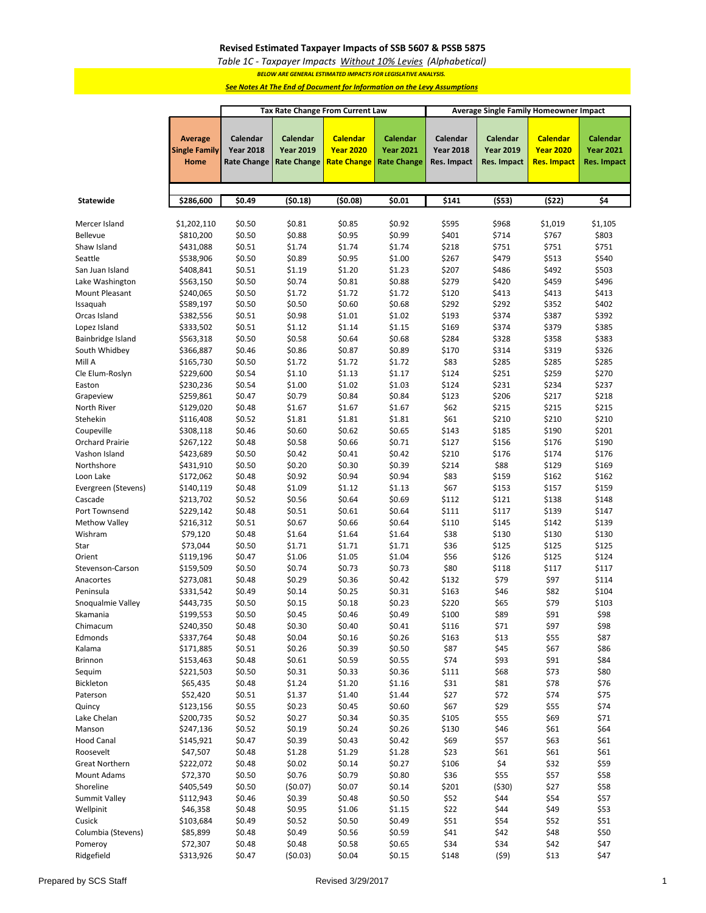# Revised Estimated Taxpayer Impacts of SSB 5607 & PSSB 5875

*Table 1C - Taxpayer Impacts Without 10% Levies (Alphabetical)*

***BELOW ARE GENERAL ESTIMATED IMPACTS FOR LEGISLATIVE ANALYSIS.***

***See Notes At The End of Document for Information on the Levy Assumptions***

| | | Tax Rate Change From Current Law | | | | Average Single Family Homeowner Impact | | | |
|---|---|---|---|---|---|---|---|---|---|
| | Average Single Family Home | Calendar Year 2018 Rate Change | Calendar Year 2019 Rate Change | Calendar Year 2020 Rate Change | Calendar Year 2021 Rate Change | Calendar Year 2018 Res. Impact | Calendar Year 2019 Res. Impact | Calendar Year 2020 Res. Impact | Calendar Year 2021 Res. Impact |
| **Statewide** | **$286,600** | **$0.49** | **($0.18)** | **($0.08)** | **$0.01** | **$141** | **($53)** | **($22)** | **$4** |
| Mercer Island | $1,202,110 | $0.50 | $0.81 | $0.85 | $0.92 | $595 | $968 | $1,019 | $1,105 |
| Bellevue | $810,200 | $0.50 | $0.88 | $0.95 | $0.99 | $401 | $714 | $767 | $803 |
| Shaw Island | $431,088 | $0.51 | $1.74 | $1.74 | $1.74 | $218 | $751 | $751 | $751 |
| Seattle | $538,906 | $0.50 | $0.89 | $0.95 | $1.00 | $267 | $479 | $513 | $540 |
| San Juan Island | $408,841 | $0.51 | $1.19 | $1.20 | $1.23 | $207 | $486 | $492 | $503 |
| Lake Washington | $563,150 | $0.50 | $0.74 | $0.81 | $0.88 | $279 | $420 | $459 | $496 |
| Mount Pleasant | $240,065 | $0.50 | $1.72 | $1.72 | $1.72 | $120 | $413 | $413 | $413 |
| Issaquah | $589,197 | $0.50 | $0.50 | $0.60 | $0.68 | $292 | $292 | $352 | $402 |
| Orcas Island | $382,556 | $0.51 | $0.98 | $1.01 | $1.02 | $193 | $374 | $387 | $392 |
| Lopez Island | $333,502 | $0.51 | $1.12 | $1.14 | $1.15 | $169 | $374 | $379 | $385 |
| Bainbridge Island | $563,318 | $0.50 | $0.58 | $0.64 | $0.68 | $284 | $328 | $358 | $383 |
| South Whidbey | $366,887 | $0.46 | $0.86 | $0.87 | $0.89 | $170 | $314 | $319 | $326 |
| Mill A | $165,730 | $0.50 | $1.72 | $1.72 | $1.72 | $83 | $285 | $285 | $285 |
| Cle Elum-Roslyn | $229,600 | $0.54 | $1.10 | $1.13 | $1.17 | $124 | $251 | $259 | $270 |
| Easton | $230,236 | $0.54 | $1.00 | $1.02 | $1.03 | $124 | $231 | $234 | $237 |
| Grapeview | $259,861 | $0.47 | $0.79 | $0.84 | $0.84 | $123 | $206 | $217 | $218 |
| North River | $129,020 | $0.48 | $1.67 | $1.67 | $1.67 | $62 | $215 | $215 | $215 |
| Stehekin | $116,408 | $0.52 | $1.81 | $1.81 | $1.81 | $61 | $210 | $210 | $210 |
| Coupeville | $308,118 | $0.46 | $0.60 | $0.62 | $0.65 | $143 | $185 | $190 | $201 |
| Orchard Prairie | $267,122 | $0.48 | $0.58 | $0.66 | $0.71 | $127 | $156 | $176 | $190 |
| Vashon Island | $423,689 | $0.50 | $0.42 | $0.41 | $0.42 | $210 | $176 | $174 | $176 |
| Northshore | $431,910 | $0.50 | $0.20 | $0.30 | $0.39 | $214 | $88 | $129 | $169 |
| Loon Lake | $172,062 | $0.48 | $0.92 | $0.94 | $0.94 | $83 | $159 | $162 | $162 |
| Evergreen (Stevens) | $140,119 | $0.48 | $1.09 | $1.12 | $1.13 | $67 | $153 | $157 | $159 |
| Cascade | $213,702 | $0.52 | $0.56 | $0.64 | $0.69 | $112 | $121 | $138 | $148 |
| Port Townsend | $229,142 | $0.48 | $0.51 | $0.61 | $0.64 | $111 | $117 | $139 | $147 |
| Methow Valley | $216,312 | $0.51 | $0.67 | $0.66 | $0.64 | $110 | $145 | $142 | $139 |
| Wishram | $79,120 | $0.48 | $1.64 | $1.64 | $1.64 | $38 | $130 | $130 | $130 |
| Star | $73,044 | $0.50 | $1.71 | $1.71 | $1.71 | $36 | $125 | $125 | $125 |
| Orient | $119,196 | $0.47 | $1.06 | $1.05 | $1.04 | $56 | $126 | $125 | $124 |
| Stevenson-Carson | $159,509 | $0.50 | $0.74 | $0.73 | $0.73 | $80 | $118 | $117 | $117 |
| Anacortes | $273,081 | $0.48 | $0.29 | $0.36 | $0.42 | $132 | $79 | $97 | $114 |
| Peninsula | $331,542 | $0.49 | $0.14 | $0.25 | $0.31 | $163 | $46 | $82 | $104 |
| Snoqualmie Valley | $443,735 | $0.50 | $0.15 | $0.18 | $0.23 | $220 | $65 | $79 | $103 |
| Skamania | $199,553 | $0.50 | $0.45 | $0.46 | $0.49 | $100 | $89 | $91 | $98 |
| Chimacum | $240,350 | $0.48 | $0.30 | $0.40 | $0.41 | $116 | $71 | $97 | $98 |
| Edmonds | $337,764 | $0.48 | $0.04 | $0.16 | $0.26 | $163 | $13 | $55 | $87 |
| Kalama | $171,885 | $0.51 | $0.26 | $0.39 | $0.50 | $87 | $45 | $67 | $86 |
| Brinnon | $153,463 | $0.48 | $0.61 | $0.59 | $0.55 | $74 | $93 | $91 | $84 |
| Sequim | $221,503 | $0.50 | $0.31 | $0.33 | $0.36 | $111 | $68 | $73 | $80 |
| Bickleton | $65,435 | $0.48 | $1.24 | $1.20 | $1.16 | $31 | $81 | $78 | $76 |
| Paterson | $52,420 | $0.51 | $1.37 | $1.40 | $1.44 | $27 | $72 | $74 | $75 |
| Quincy | $123,156 | $0.55 | $0.23 | $0.45 | $0.60 | $67 | $29 | $55 | $74 |
| Lake Chelan | $200,735 | $0.52 | $0.27 | $0.34 | $0.35 | $105 | $55 | $69 | $71 |
| Manson | $247,136 | $0.52 | $0.19 | $0.24 | $0.26 | $130 | $46 | $61 | $64 |
| Hood Canal | $145,921 | $0.47 | $0.39 | $0.43 | $0.42 | $69 | $57 | $63 | $61 |
| Roosevelt | $47,507 | $0.48 | $1.28 | $1.29 | $1.28 | $23 | $61 | $61 | $61 |
| Great Northern | $222,072 | $0.48 | $0.02 | $0.14 | $0.27 | $106 | $4 | $32 | $59 |
| Mount Adams | $72,370 | $0.50 | $0.76 | $0.79 | $0.80 | $36 | $55 | $57 | $58 |
| Shoreline | $405,549 | $0.50 | ($0.07) | $0.07 | $0.14 | $201 | ($30) | $27 | $58 |
| Summit Valley | $112,943 | $0.46 | $0.39 | $0.48 | $0.50 | $52 | $44 | $54 | $57 |
| Wellpinit | $46,358 | $0.48 | $0.95 | $1.06 | $1.15 | $22 | $44 | $49 | $53 |
| Cusick | $103,684 | $0.49 | $0.52 | $0.50 | $0.49 | $51 | $54 | $52 | $51 |
| Columbia (Stevens) | $85,899 | $0.48 | $0.49 | $0.56 | $0.59 | $41 | $42 | $48 | $50 |
| Pomeroy | $72,307 | $0.48 | $0.48 | $0.58 | $0.65 | $34 | $34 | $42 | $47 |
| Ridgefield | $313,926 | $0.47 | ($0.03) | $0.04 | $0.15 | $148 | ($9) | $13 | $47 |

Prepared by SCS Staff Revised 3/29/2017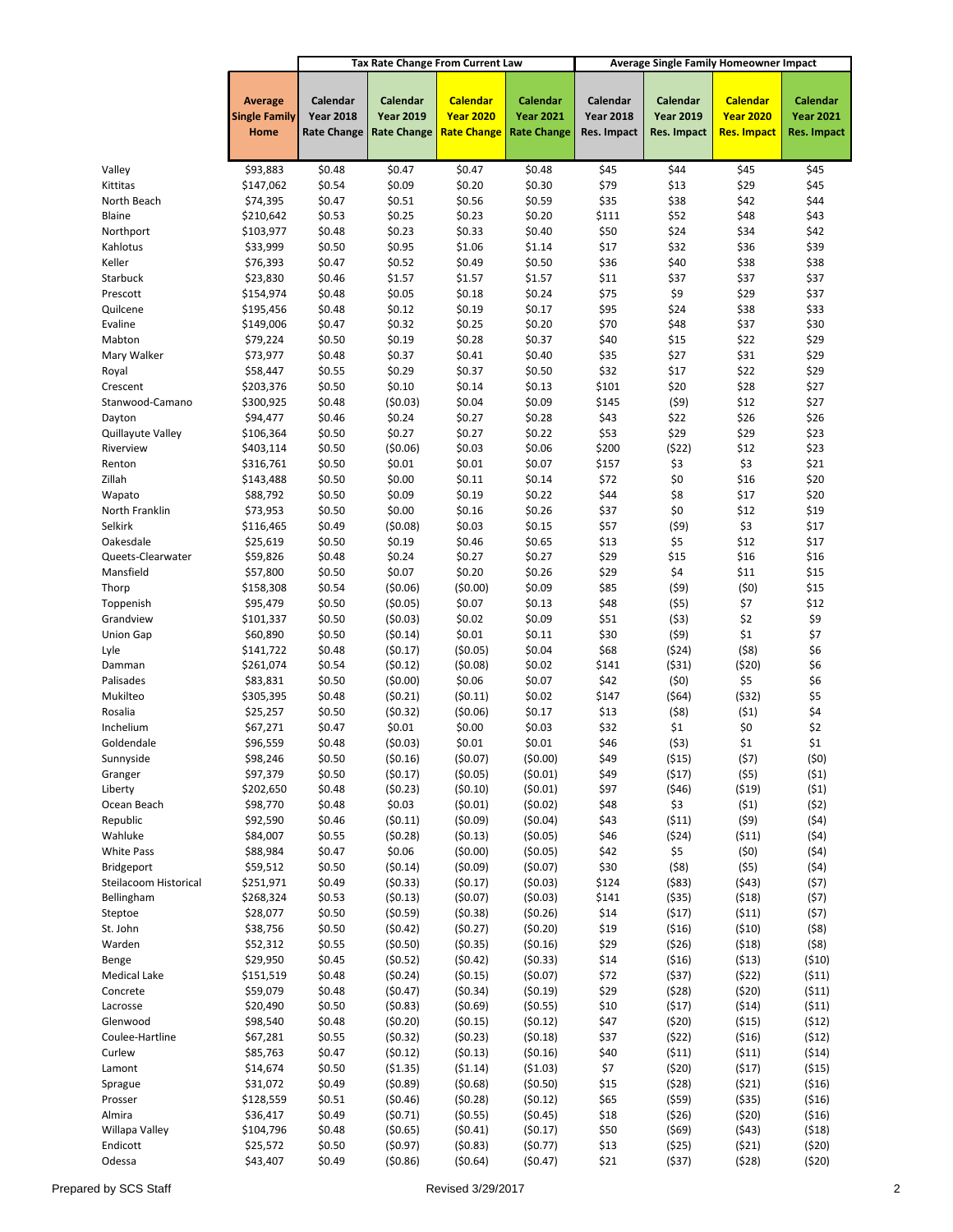| | | Tax Rate Change From Current Law | | | | Average Single Family Homeowner Impact | | | |
|---|---|---|---|---|---|---|---|---|---|
| | Average Single Family Home | Calendar Year 2018 Rate Change | Calendar Year 2019 Rate Change | Calendar Year 2020 Rate Change | Calendar Year 2021 Rate Change | Calendar Year 2018 Res. Impact | Calendar Year 2019 Res. Impact | Calendar Year 2020 Res. Impact | Calendar Year 2021 Res. Impact |
| Valley | $93,883 | $0.48 | $0.47 | $0.47 | $0.48 | $45 | $44 | $45 | $45 |
| Kittitas | $147,062 | $0.54 | $0.09 | $0.20 | $0.30 | $79 | $13 | $29 | $45 |
| North Beach | $74,395 | $0.47 | $0.51 | $0.56 | $0.59 | $35 | $38 | $42 | $44 |
| Blaine | $210,642 | $0.53 | $0.25 | $0.23 | $0.20 | $111 | $52 | $48 | $43 |
| Northport | $103,977 | $0.48 | $0.23 | $0.33 | $0.40 | $50 | $24 | $34 | $42 |
| Kahlotus | $33,999 | $0.50 | $0.95 | $1.06 | $1.14 | $17 | $32 | $36 | $39 |
| Keller | $76,393 | $0.47 | $0.52 | $0.49 | $0.50 | $36 | $40 | $38 | $38 |
| Starbuck | $23,830 | $0.46 | $1.57 | $1.57 | $1.57 | $11 | $37 | $37 | $37 |
| Prescott | $154,974 | $0.48 | $0.05 | $0.18 | $0.24 | $75 | $9 | $29 | $37 |
| Quilcene | $195,456 | $0.48 | $0.12 | $0.19 | $0.17 | $95 | $24 | $38 | $33 |
| Evaline | $149,006 | $0.47 | $0.32 | $0.25 | $0.20 | $70 | $48 | $37 | $30 |
| Mabton | $79,224 | $0.50 | $0.19 | $0.28 | $0.37 | $40 | $15 | $22 | $29 |
| Mary Walker | $73,977 | $0.48 | $0.37 | $0.41 | $0.40 | $35 | $27 | $31 | $29 |
| Royal | $58,447 | $0.55 | $0.29 | $0.37 | $0.50 | $32 | $17 | $22 | $29 |
| Crescent | $203,376 | $0.50 | $0.10 | $0.14 | $0.13 | $101 | $20 | $28 | $27 |
| Stanwood-Camano | $300,925 | $0.48 | ($0.03) | $0.04 | $0.09 | $145 | ($9) | $12 | $27 |
| Dayton | $94,477 | $0.46 | $0.24 | $0.27 | $0.28 | $43 | $22 | $26 | $26 |
| Quillayute Valley | $106,364 | $0.50 | $0.27 | $0.27 | $0.22 | $53 | $29 | $29 | $23 |
| Riverview | $403,114 | $0.50 | ($0.06) | $0.03 | $0.06 | $200 | ($22) | $12 | $23 |
| Renton | $316,761 | $0.50 | $0.01 | $0.01 | $0.07 | $157 | $3 | $3 | $21 |
| Zillah | $143,488 | $0.50 | $0.00 | $0.11 | $0.14 | $72 | $0 | $16 | $20 |
| Wapato | $88,792 | $0.50 | $0.09 | $0.19 | $0.22 | $44 | $8 | $17 | $20 |
| North Franklin | $73,953 | $0.50 | $0.00 | $0.16 | $0.26 | $37 | $0 | $12 | $19 |
| Selkirk | $116,465 | $0.49 | ($0.08) | $0.03 | $0.15 | $57 | ($9) | $3 | $17 |
| Oakesdale | $25,619 | $0.50 | $0.19 | $0.46 | $0.65 | $13 | $5 | $12 | $17 |
| Queets-Clearwater | $59,826 | $0.48 | $0.24 | $0.27 | $0.27 | $29 | $15 | $16 | $16 |
| Mansfield | $57,800 | $0.50 | $0.07 | $0.20 | $0.26 | $29 | $4 | $11 | $15 |
| Thorp | $158,308 | $0.54 | ($0.06) | ($0.00) | $0.09 | $85 | ($9) | ($0) | $15 |
| Toppenish | $95,479 | $0.50 | ($0.05) | $0.07 | $0.13 | $48 | ($5) | $7 | $12 |
| Grandview | $101,337 | $0.50 | ($0.03) | $0.02 | $0.09 | $51 | ($3) | $2 | $9 |
| Union Gap | $60,890 | $0.50 | ($0.14) | $0.01 | $0.11 | $30 | ($9) | $1 | $7 |
| Lyle | $141,722 | $0.48 | ($0.17) | ($0.05) | $0.04 | $68 | ($24) | ($8) | $6 |
| Damman | $261,074 | $0.54 | ($0.12) | ($0.08) | $0.02 | $141 | ($31) | ($20) | $6 |
| Palisades | $83,831 | $0.50 | ($0.00) | $0.06 | $0.07 | $42 | ($0) | $5 | $6 |
| Mukilteo | $305,395 | $0.48 | ($0.21) | ($0.11) | $0.02 | $147 | ($64) | ($32) | $5 |
| Rosalia | $25,257 | $0.50 | ($0.32) | ($0.06) | $0.17 | $13 | ($8) | ($1) | $4 |
| Inchelium | $67,271 | $0.47 | $0.01 | $0.00 | $0.03 | $32 | $1 | $0 | $2 |
| Goldendale | $96,559 | $0.48 | ($0.03) | $0.01 | $0.01 | $46 | ($3) | $1 | $1 |
| Sunnyside | $98,246 | $0.50 | ($0.16) | ($0.07) | ($0.00) | $49 | ($15) | ($7) | ($0) |
| Granger | $97,379 | $0.50 | ($0.17) | ($0.05) | ($0.01) | $49 | ($17) | ($5) | ($1) |
| Liberty | $202,650 | $0.48 | ($0.23) | ($0.10) | ($0.01) | $97 | ($46) | ($19) | ($1) |
| Ocean Beach | $98,770 | $0.48 | $0.03 | ($0.01) | ($0.02) | $48 | $3 | ($1) | ($2) |
| Republic | $92,590 | $0.46 | ($0.11) | ($0.09) | ($0.04) | $43 | ($11) | ($9) | ($4) |
| Wahluke | $84,007 | $0.55 | ($0.28) | ($0.13) | ($0.05) | $46 | ($24) | ($11) | ($4) |
| White Pass | $88,984 | $0.47 | $0.06 | ($0.00) | ($0.05) | $42 | $5 | ($0) | ($4) |
| Bridgeport | $59,512 | $0.50 | ($0.14) | ($0.09) | ($0.07) | $30 | ($8) | ($5) | ($4) |
| Steilacoom Historical | $251,971 | $0.49 | ($0.33) | ($0.17) | ($0.03) | $124 | ($83) | ($43) | ($7) |
| Bellingham | $268,324 | $0.53 | ($0.13) | ($0.07) | ($0.03) | $141 | ($35) | ($18) | ($7) |
| Steptoe | $28,077 | $0.50 | ($0.59) | ($0.38) | ($0.26) | $14 | ($17) | ($11) | ($7) |
| St. John | $38,756 | $0.50 | ($0.42) | ($0.27) | ($0.20) | $19 | ($16) | ($10) | ($8) |
| Warden | $52,312 | $0.55 | ($0.50) | ($0.35) | ($0.16) | $29 | ($26) | ($18) | ($8) |
| Benge | $29,950 | $0.45 | ($0.52) | ($0.42) | ($0.33) | $14 | ($16) | ($13) | ($10) |
| Medical Lake | $151,519 | $0.48 | ($0.24) | ($0.15) | ($0.07) | $72 | ($37) | ($22) | ($11) |
| Concrete | $59,079 | $0.48 | ($0.47) | ($0.34) | ($0.19) | $29 | ($28) | ($20) | ($11) |
| Lacrosse | $20,490 | $0.50 | ($0.83) | ($0.69) | ($0.55) | $10 | ($17) | ($14) | ($11) |
| Glenwood | $98,540 | $0.48 | ($0.20) | ($0.15) | ($0.12) | $47 | ($20) | ($15) | ($12) |
| Coulee-Hartline | $67,281 | $0.55 | ($0.32) | ($0.23) | ($0.18) | $37 | ($22) | ($16) | ($12) |
| Curlew | $85,763 | $0.47 | ($0.12) | ($0.13) | ($0.16) | $40 | ($11) | ($11) | ($14) |
| Lamont | $14,674 | $0.50 | ($1.35) | ($1.14) | ($1.03) | $7 | ($20) | ($17) | ($15) |
| Sprague | $31,072 | $0.49 | ($0.89) | ($0.68) | ($0.50) | $15 | ($28) | ($21) | ($16) |
| Prosser | $128,559 | $0.51 | ($0.46) | ($0.28) | ($0.12) | $65 | ($59) | ($35) | ($16) |
| Almira | $36,417 | $0.49 | ($0.71) | ($0.55) | ($0.45) | $18 | ($26) | ($20) | ($16) |
| Willapa Valley | $104,796 | $0.48 | ($0.65) | ($0.41) | ($0.17) | $50 | ($69) | ($43) | ($18) |
| Endicott | $25,572 | $0.50 | ($0.97) | ($0.83) | ($0.77) | $13 | ($25) | ($21) | ($20) |
| Odessa | $43,407 | $0.49 | ($0.86) | ($0.64) | ($0.47) | $21 | ($37) | ($28) | ($20) |

Prepared by SCS Staff    Revised 3/29/2017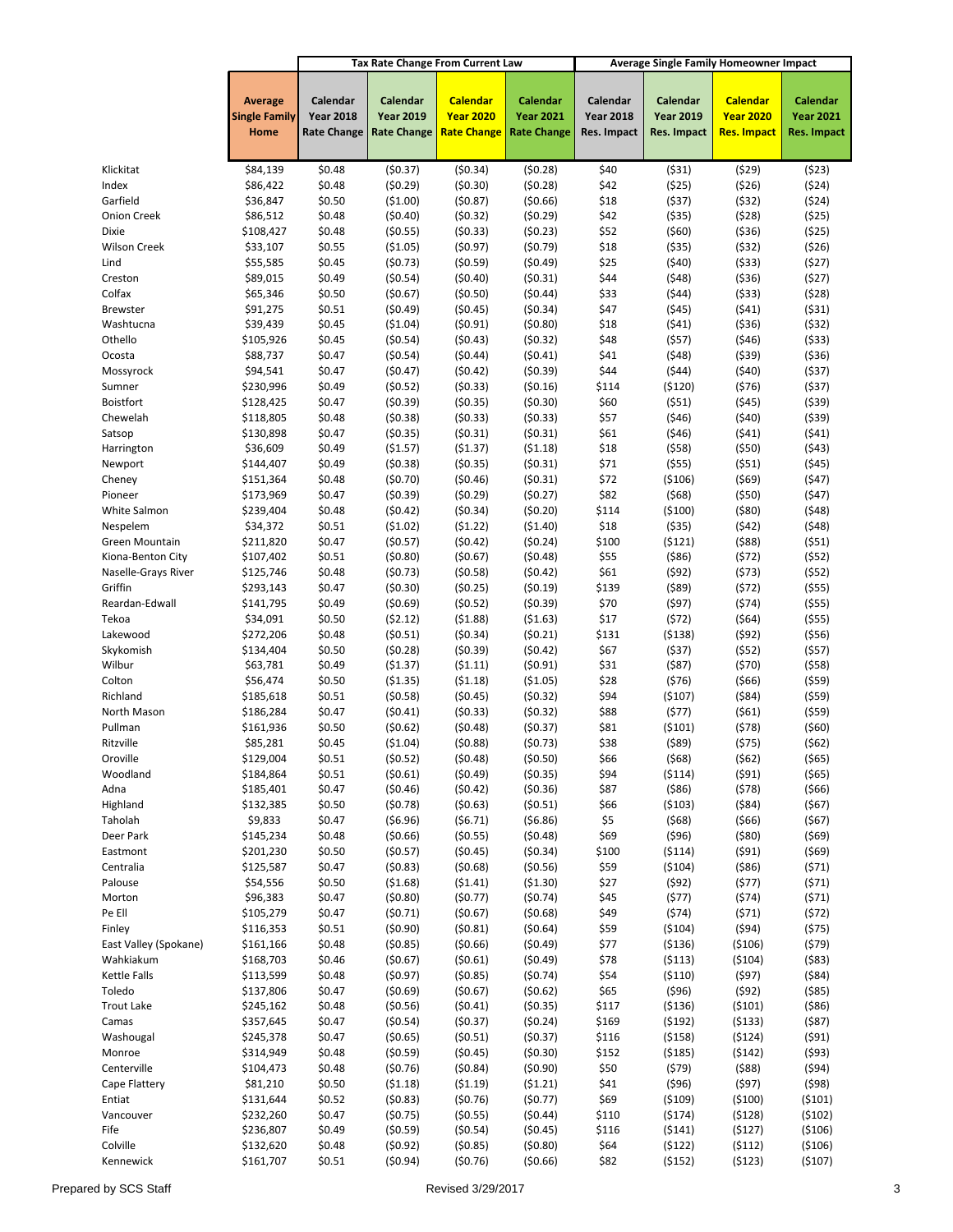| | | Tax Rate Change From Current Law | | | | Average Single Family Homeowner Impact | | | |
|---|---|---|---|---|---|---|---|---|---|
| | Average Single Family Home | Calendar Year 2018 Rate Change | Calendar Year 2019 Rate Change | Calendar Year 2020 Rate Change | Calendar Year 2021 Rate Change | Calendar Year 2018 Res. Impact | Calendar Year 2019 Res. Impact | Calendar Year 2020 Res. Impact | Calendar Year 2021 Res. Impact |
| Klickitat | $84,139 | $0.48 | ($0.37) | ($0.34) | ($0.28) | $40 | ($31) | ($29) | ($23) |
| Index | $86,422 | $0.48 | ($0.29) | ($0.30) | ($0.28) | $42 | ($25) | ($26) | ($24) |
| Garfield | $36,847 | $0.50 | ($1.00) | ($0.87) | ($0.66) | $18 | ($37) | ($32) | ($24) |
| Onion Creek | $86,512 | $0.48 | ($0.40) | ($0.32) | ($0.29) | $42 | ($35) | ($28) | ($25) |
| Dixie | $108,427 | $0.48 | ($0.55) | ($0.33) | ($0.23) | $52 | ($60) | ($36) | ($25) |
| Wilson Creek | $33,107 | $0.55 | ($1.05) | ($0.97) | ($0.79) | $18 | ($35) | ($32) | ($26) |
| Lind | $55,585 | $0.45 | ($0.73) | ($0.59) | ($0.49) | $25 | ($40) | ($33) | ($27) |
| Creston | $89,015 | $0.49 | ($0.54) | ($0.40) | ($0.31) | $44 | ($48) | ($36) | ($27) |
| Colfax | $65,346 | $0.50 | ($0.67) | ($0.50) | ($0.44) | $33 | ($44) | ($33) | ($28) |
| Brewster | $91,275 | $0.51 | ($0.49) | ($0.45) | ($0.34) | $47 | ($45) | ($41) | ($31) |
| Washtucna | $39,439 | $0.45 | ($1.04) | ($0.91) | ($0.80) | $18 | ($41) | ($36) | ($32) |
| Othello | $105,926 | $0.45 | ($0.54) | ($0.43) | ($0.32) | $48 | ($57) | ($46) | ($33) |
| Ocosta | $88,737 | $0.47 | ($0.54) | ($0.44) | ($0.41) | $41 | ($48) | ($39) | ($36) |
| Mossyrock | $94,541 | $0.47 | ($0.47) | ($0.42) | ($0.39) | $44 | ($44) | ($40) | ($37) |
| Sumner | $230,996 | $0.49 | ($0.52) | ($0.33) | ($0.16) | $114 | ($120) | ($76) | ($37) |
| Boistfort | $128,425 | $0.47 | ($0.39) | ($0.35) | ($0.30) | $60 | ($51) | ($45) | ($39) |
| Chewelah | $118,805 | $0.48 | ($0.38) | ($0.33) | ($0.33) | $57 | ($46) | ($40) | ($39) |
| Satsop | $130,898 | $0.47 | ($0.35) | ($0.31) | ($0.31) | $61 | ($46) | ($41) | ($41) |
| Harrington | $36,609 | $0.49 | ($1.57) | ($1.37) | ($1.18) | $18 | ($58) | ($50) | ($43) |
| Newport | $144,407 | $0.49 | ($0.38) | ($0.35) | ($0.31) | $71 | ($55) | ($51) | ($45) |
| Cheney | $151,364 | $0.48 | ($0.70) | ($0.46) | ($0.31) | $72 | ($106) | ($69) | ($47) |
| Pioneer | $173,969 | $0.47 | ($0.39) | ($0.29) | ($0.27) | $82 | ($68) | ($50) | ($47) |
| White Salmon | $239,404 | $0.48 | ($0.42) | ($0.34) | ($0.20) | $114 | ($100) | ($80) | ($48) |
| Nespelem | $34,372 | $0.51 | ($1.02) | ($1.22) | ($1.40) | $18 | ($35) | ($42) | ($48) |
| Green Mountain | $211,820 | $0.47 | ($0.57) | ($0.42) | ($0.24) | $100 | ($121) | ($88) | ($51) |
| Kiona-Benton City | $107,402 | $0.51 | ($0.80) | ($0.67) | ($0.48) | $55 | ($86) | ($72) | ($52) |
| Naselle-Grays River | $125,746 | $0.48 | ($0.73) | ($0.58) | ($0.42) | $61 | ($92) | ($73) | ($52) |
| Griffin | $293,143 | $0.47 | ($0.30) | ($0.25) | ($0.19) | $139 | ($89) | ($72) | ($55) |
| Reardan-Edwall | $141,795 | $0.49 | ($0.69) | ($0.52) | ($0.39) | $70 | ($97) | ($74) | ($55) |
| Tekoa | $34,091 | $0.50 | ($2.12) | ($1.88) | ($1.63) | $17 | ($72) | ($64) | ($55) |
| Lakewood | $272,206 | $0.48 | ($0.51) | ($0.34) | ($0.21) | $131 | ($138) | ($92) | ($56) |
| Skykomish | $134,404 | $0.50 | ($0.28) | ($0.39) | ($0.42) | $67 | ($37) | ($52) | ($57) |
| Wilbur | $63,781 | $0.49 | ($1.37) | ($1.11) | ($0.91) | $31 | ($87) | ($70) | ($58) |
| Colton | $56,474 | $0.50 | ($1.35) | ($1.18) | ($1.05) | $28 | ($76) | ($66) | ($59) |
| Richland | $185,618 | $0.51 | ($0.58) | ($0.45) | ($0.32) | $94 | ($107) | ($84) | ($59) |
| North Mason | $186,284 | $0.47 | ($0.41) | ($0.33) | ($0.32) | $88 | ($77) | ($61) | ($59) |
| Pullman | $161,936 | $0.50 | ($0.62) | ($0.48) | ($0.37) | $81 | ($101) | ($78) | ($60) |
| Ritzville | $85,281 | $0.45 | ($1.04) | ($0.88) | ($0.73) | $38 | ($89) | ($75) | ($62) |
| Oroville | $129,004 | $0.51 | ($0.52) | ($0.48) | ($0.50) | $66 | ($68) | ($62) | ($65) |
| Woodland | $184,864 | $0.51 | ($0.61) | ($0.49) | ($0.35) | $94 | ($114) | ($91) | ($65) |
| Adna | $185,401 | $0.47 | ($0.46) | ($0.42) | ($0.36) | $87 | ($86) | ($78) | ($66) |
| Highland | $132,385 | $0.50 | ($0.78) | ($0.63) | ($0.51) | $66 | ($103) | ($84) | ($67) |
| Taholah | $9,833 | $0.47 | ($6.96) | ($6.71) | ($6.86) | $5 | ($68) | ($66) | ($67) |
| Deer Park | $145,234 | $0.48 | ($0.66) | ($0.55) | ($0.48) | $69 | ($96) | ($80) | ($69) |
| Eastmont | $201,230 | $0.50 | ($0.57) | ($0.45) | ($0.34) | $100 | ($114) | ($91) | ($69) |
| Centralia | $125,587 | $0.47 | ($0.83) | ($0.68) | ($0.56) | $59 | ($104) | ($86) | ($71) |
| Palouse | $54,556 | $0.50 | ($1.68) | ($1.41) | ($1.30) | $27 | ($92) | ($77) | ($71) |
| Morton | $96,383 | $0.47 | ($0.80) | ($0.77) | ($0.74) | $45 | ($77) | ($74) | ($71) |
| Pe Ell | $105,279 | $0.47 | ($0.71) | ($0.67) | ($0.68) | $49 | ($74) | ($71) | ($72) |
| Finley | $116,353 | $0.51 | ($0.90) | ($0.81) | ($0.64) | $59 | ($104) | ($94) | ($75) |
| East Valley (Spokane) | $161,166 | $0.48 | ($0.85) | ($0.66) | ($0.49) | $77 | ($136) | ($106) | ($79) |
| Wahkiakum | $168,703 | $0.46 | ($0.67) | ($0.61) | ($0.49) | $78 | ($113) | ($104) | ($83) |
| Kettle Falls | $113,599 | $0.48 | ($0.97) | ($0.85) | ($0.74) | $54 | ($110) | ($97) | ($84) |
| Toledo | $137,806 | $0.47 | ($0.69) | ($0.67) | ($0.62) | $65 | ($96) | ($92) | ($85) |
| Trout Lake | $245,162 | $0.48 | ($0.56) | ($0.41) | ($0.35) | $117 | ($136) | ($101) | ($86) |
| Camas | $357,645 | $0.47 | ($0.54) | ($0.37) | ($0.24) | $169 | ($192) | ($133) | ($87) |
| Washougal | $245,378 | $0.47 | ($0.65) | ($0.51) | ($0.37) | $116 | ($158) | ($124) | ($91) |
| Monroe | $314,949 | $0.48 | ($0.59) | ($0.45) | ($0.30) | $152 | ($185) | ($142) | ($93) |
| Centerville | $104,473 | $0.48 | ($0.76) | ($0.84) | ($0.90) | $50 | ($79) | ($88) | ($94) |
| Cape Flattery | $81,210 | $0.50 | ($1.18) | ($1.19) | ($1.21) | $41 | ($96) | ($97) | ($98) |
| Entiat | $131,644 | $0.52 | ($0.83) | ($0.76) | ($0.77) | $69 | ($109) | ($100) | ($101) |
| Vancouver | $232,260 | $0.47 | ($0.75) | ($0.55) | ($0.44) | $110 | ($174) | ($128) | ($102) |
| Fife | $236,807 | $0.49 | ($0.59) | ($0.54) | ($0.45) | $116 | ($141) | ($127) | ($106) |
| Colville | $132,620 | $0.48 | ($0.92) | ($0.85) | ($0.80) | $64 | ($122) | ($112) | ($106) |
| Kennewick | $161,707 | $0.51 | ($0.94) | ($0.76) | ($0.66) | $82 | ($152) | ($123) | ($107) |

Prepared by SCS Staff          Revised 3/29/2017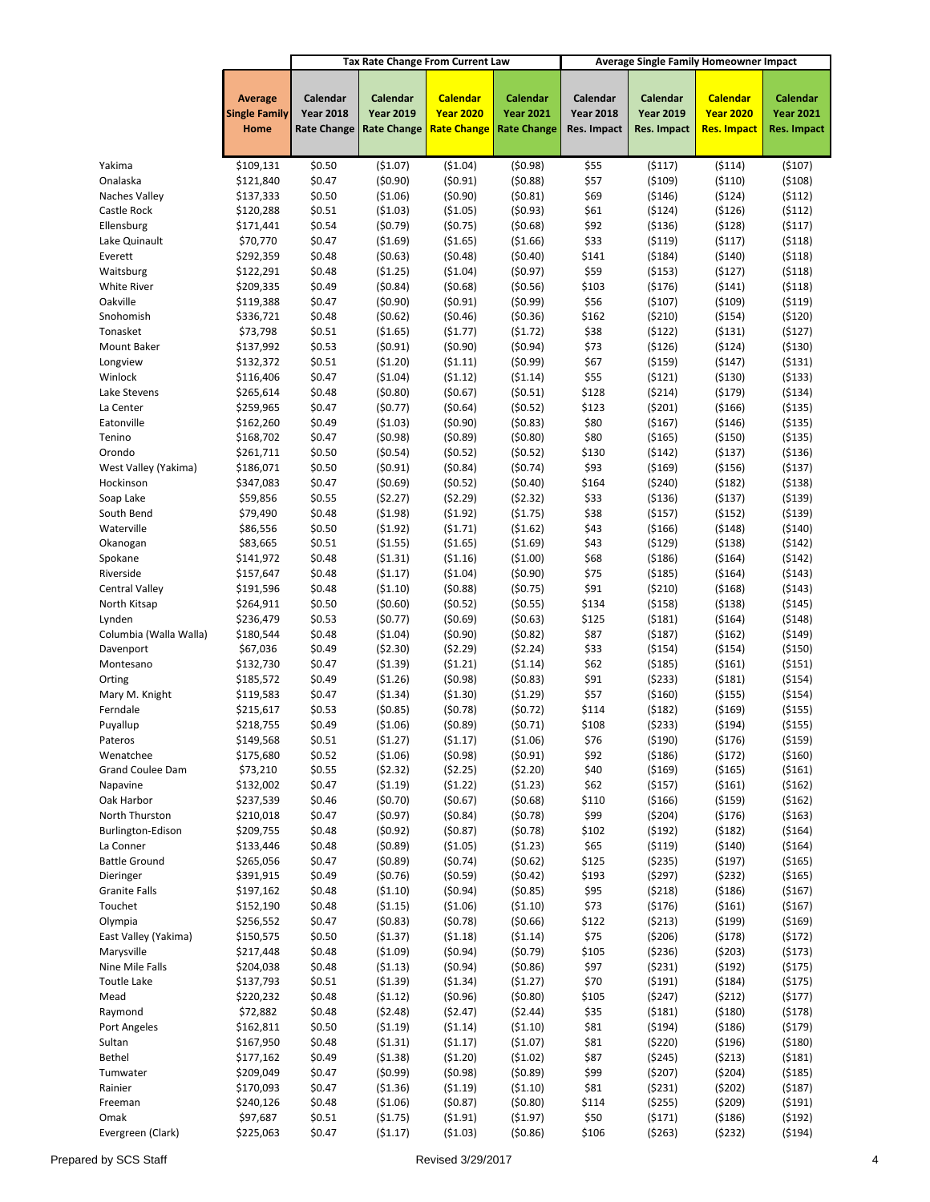| | | Tax Rate Change From Current Law | | | | Average Single Family Homeowner Impact | | | |
|---|---|---|---|---|---|---|---|---|---|
| | Average Single Family Home | Calendar Year 2018 Rate Change | Calendar Year 2019 Rate Change | Calendar Year 2020 Rate Change | Calendar Year 2021 Rate Change | Calendar Year 2018 Res. Impact | Calendar Year 2019 Res. Impact | Calendar Year 2020 Res. Impact | Calendar Year 2021 Res. Impact |
| Yakima | $109,131 | $0.50 | ($1.07) | ($1.04) | ($0.98) | $55 | ($117) | ($114) | ($107) |
| Onalaska | $121,840 | $0.47 | ($0.90) | ($0.91) | ($0.88) | $57 | ($109) | ($110) | ($108) |
| Naches Valley | $137,333 | $0.50 | ($1.06) | ($0.90) | ($0.81) | $69 | ($146) | ($124) | ($112) |
| Castle Rock | $120,288 | $0.51 | ($1.03) | ($1.05) | ($0.93) | $61 | ($124) | ($126) | ($112) |
| Ellensburg | $171,441 | $0.54 | ($0.79) | ($0.75) | ($0.68) | $92 | ($136) | ($128) | ($117) |
| Lake Quinault | $70,770 | $0.47 | ($1.69) | ($1.65) | ($1.66) | $33 | ($119) | ($117) | ($118) |
| Everett | $292,359 | $0.48 | ($0.63) | ($0.48) | ($0.40) | $141 | ($184) | ($140) | ($118) |
| Waitsburg | $122,291 | $0.48 | ($1.25) | ($1.04) | ($0.97) | $59 | ($153) | ($127) | ($118) |
| White River | $209,335 | $0.49 | ($0.84) | ($0.68) | ($0.56) | $103 | ($176) | ($141) | ($118) |
| Oakville | $119,388 | $0.47 | ($0.90) | ($0.91) | ($0.99) | $56 | ($107) | ($109) | ($119) |
| Snohomish | $336,721 | $0.48 | ($0.62) | ($0.46) | ($0.36) | $162 | ($210) | ($154) | ($120) |
| Tonasket | $73,798 | $0.51 | ($1.65) | ($1.77) | ($1.72) | $38 | ($122) | ($131) | ($127) |
| Mount Baker | $137,992 | $0.53 | ($0.91) | ($0.90) | ($0.94) | $73 | ($126) | ($124) | ($130) |
| Longview | $132,372 | $0.51 | ($1.20) | ($1.11) | ($0.99) | $67 | ($159) | ($147) | ($131) |
| Winlock | $116,406 | $0.47 | ($1.04) | ($1.12) | ($1.14) | $55 | ($121) | ($130) | ($133) |
| Lake Stevens | $265,614 | $0.48 | ($0.80) | ($0.67) | ($0.51) | $128 | ($214) | ($179) | ($134) |
| La Center | $259,965 | $0.47 | ($0.77) | ($0.64) | ($0.52) | $123 | ($201) | ($166) | ($135) |
| Eatonville | $162,260 | $0.49 | ($1.03) | ($0.90) | ($0.83) | $80 | ($167) | ($146) | ($135) |
| Tenino | $168,702 | $0.47 | ($0.98) | ($0.89) | ($0.80) | $80 | ($165) | ($150) | ($135) |
| Orondo | $261,711 | $0.50 | ($0.54) | ($0.52) | ($0.52) | $130 | ($142) | ($137) | ($136) |
| West Valley (Yakima) | $186,071 | $0.50 | ($0.91) | ($0.84) | ($0.74) | $93 | ($169) | ($156) | ($137) |
| Hockinson | $347,083 | $0.47 | ($0.69) | ($0.52) | ($0.40) | $164 | ($240) | ($182) | ($138) |
| Soap Lake | $59,856 | $0.55 | ($2.27) | ($2.29) | ($2.32) | $33 | ($136) | ($137) | ($139) |
| South Bend | $79,490 | $0.48 | ($1.98) | ($1.92) | ($1.75) | $38 | ($157) | ($152) | ($139) |
| Waterville | $86,556 | $0.50 | ($1.92) | ($1.71) | ($1.62) | $43 | ($166) | ($148) | ($140) |
| Okanogan | $83,665 | $0.51 | ($1.55) | ($1.65) | ($1.69) | $43 | ($129) | ($138) | ($142) |
| Spokane | $141,972 | $0.48 | ($1.31) | ($1.16) | ($1.00) | $68 | ($186) | ($164) | ($142) |
| Riverside | $157,647 | $0.48 | ($1.17) | ($1.04) | ($0.90) | $75 | ($185) | ($164) | ($143) |
| Central Valley | $191,596 | $0.48 | ($1.10) | ($0.88) | ($0.75) | $91 | ($210) | ($168) | ($143) |
| North Kitsap | $264,911 | $0.50 | ($0.60) | ($0.52) | ($0.55) | $134 | ($158) | ($138) | ($145) |
| Lynden | $236,479 | $0.53 | ($0.77) | ($0.69) | ($0.63) | $125 | ($181) | ($164) | ($148) |
| Columbia (Walla Walla) | $180,544 | $0.48 | ($1.04) | ($0.90) | ($0.82) | $87 | ($187) | ($162) | ($149) |
| Davenport | $67,036 | $0.49 | ($2.30) | ($2.29) | ($2.24) | $33 | ($154) | ($154) | ($150) |
| Montesano | $132,730 | $0.47 | ($1.39) | ($1.21) | ($1.14) | $62 | ($185) | ($161) | ($151) |
| Orting | $185,572 | $0.49 | ($1.26) | ($0.98) | ($0.83) | $91 | ($233) | ($181) | ($154) |
| Mary M. Knight | $119,583 | $0.47 | ($1.34) | ($1.30) | ($1.29) | $57 | ($160) | ($155) | ($154) |
| Ferndale | $215,617 | $0.53 | ($0.85) | ($0.78) | ($0.72) | $114 | ($182) | ($169) | ($155) |
| Puyallup | $218,755 | $0.49 | ($1.06) | ($0.89) | ($0.71) | $108 | ($233) | ($194) | ($155) |
| Pateros | $149,568 | $0.51 | ($1.27) | ($1.17) | ($1.06) | $76 | ($190) | ($176) | ($159) |
| Wenatchee | $175,680 | $0.52 | ($1.06) | ($0.98) | ($0.91) | $92 | ($186) | ($172) | ($160) |
| Grand Coulee Dam | $73,210 | $0.55 | ($2.32) | ($2.25) | ($2.20) | $40 | ($169) | ($165) | ($161) |
| Napavine | $132,002 | $0.47 | ($1.19) | ($1.22) | ($1.23) | $62 | ($157) | ($161) | ($162) |
| Oak Harbor | $237,539 | $0.46 | ($0.70) | ($0.67) | ($0.68) | $110 | ($166) | ($159) | ($162) |
| North Thurston | $210,018 | $0.47 | ($0.97) | ($0.84) | ($0.78) | $99 | ($204) | ($176) | ($163) |
| Burlington-Edison | $209,755 | $0.48 | ($0.92) | ($0.87) | ($0.78) | $102 | ($192) | ($182) | ($164) |
| La Conner | $133,446 | $0.48 | ($0.89) | ($1.05) | ($1.23) | $65 | ($119) | ($140) | ($164) |
| Battle Ground | $265,056 | $0.47 | ($0.89) | ($0.74) | ($0.62) | $125 | ($235) | ($197) | ($165) |
| Dieringer | $391,915 | $0.49 | ($0.76) | ($0.59) | ($0.42) | $193 | ($297) | ($232) | ($165) |
| Granite Falls | $197,162 | $0.48 | ($1.10) | ($0.94) | ($0.85) | $95 | ($218) | ($186) | ($167) |
| Touchet | $152,190 | $0.48 | ($1.15) | ($1.06) | ($1.10) | $73 | ($176) | ($161) | ($167) |
| Olympia | $256,552 | $0.47 | ($0.83) | ($0.78) | ($0.66) | $122 | ($213) | ($199) | ($169) |
| East Valley (Yakima) | $150,575 | $0.50 | ($1.37) | ($1.18) | ($1.14) | $75 | ($206) | ($178) | ($172) |
| Marysville | $217,448 | $0.48 | ($1.09) | ($0.94) | ($0.79) | $105 | ($236) | ($203) | ($173) |
| Nine Mile Falls | $204,038 | $0.48 | ($1.13) | ($0.94) | ($0.86) | $97 | ($231) | ($192) | ($175) |
| Toutle Lake | $137,793 | $0.51 | ($1.39) | ($1.34) | ($1.27) | $70 | ($191) | ($184) | ($175) |
| Mead | $220,232 | $0.48 | ($1.12) | ($0.96) | ($0.80) | $105 | ($247) | ($212) | ($177) |
| Raymond | $72,882 | $0.48 | ($2.48) | ($2.47) | ($2.44) | $35 | ($181) | ($180) | ($178) |
| Port Angeles | $162,811 | $0.50 | ($1.19) | ($1.14) | ($1.10) | $81 | ($194) | ($186) | ($179) |
| Sultan | $167,950 | $0.48 | ($1.31) | ($1.17) | ($1.07) | $81 | ($220) | ($196) | ($180) |
| Bethel | $177,162 | $0.49 | ($1.38) | ($1.20) | ($1.02) | $87 | ($245) | ($213) | ($181) |
| Tumwater | $209,049 | $0.47 | ($0.99) | ($0.98) | ($0.89) | $99 | ($207) | ($204) | ($185) |
| Rainier | $170,093 | $0.47 | ($1.36) | ($1.19) | ($1.10) | $81 | ($231) | ($202) | ($187) |
| Freeman | $240,126 | $0.48 | ($1.06) | ($0.87) | ($0.80) | $114 | ($255) | ($209) | ($191) |
| Omak | $97,687 | $0.51 | ($1.75) | ($1.91) | ($1.97) | $50 | ($171) | ($186) | ($192) |
| Evergreen (Clark) | $225,063 | $0.47 | ($1.17) | ($1.03) | ($0.86) | $106 | ($263) | ($232) | ($194) |

Prepared by SCS Staff — Revised 3/29/2017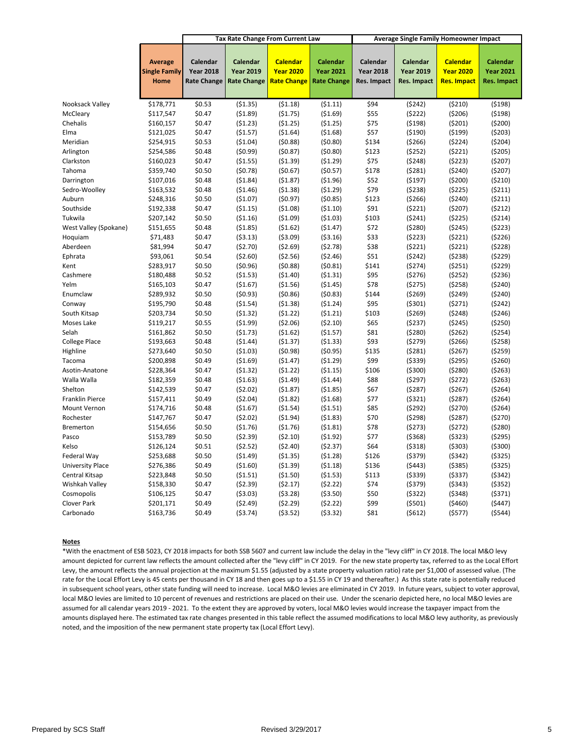| | | Tax Rate Change From Current Law | | | | Average Single Family Homeowner Impact | | | |
|---|---|---|---|---|---|---|---|---|---|
| | Average Single Family Home | Calendar Year 2018 Rate Change | Calendar Year 2019 Rate Change | Calendar Year 2020 Rate Change | Calendar Year 2021 Rate Change | Calendar Year 2018 Res. Impact | Calendar Year 2019 Res. Impact | Calendar Year 2020 Res. Impact | Calendar Year 2021 Res. Impact |
| Nooksack Valley | $178,771 | $0.53 | ($1.35) | ($1.18) | ($1.11) | $94 | ($242) | ($210) | ($198) |
| McCleary | $117,547 | $0.47 | ($1.89) | ($1.75) | ($1.69) | $55 | ($222) | ($206) | ($198) |
| Chehalis | $160,157 | $0.47 | ($1.23) | ($1.25) | ($1.25) | $75 | ($198) | ($201) | ($200) |
| Elma | $121,025 | $0.47 | ($1.57) | ($1.64) | ($1.68) | $57 | ($190) | ($199) | ($203) |
| Meridian | $254,915 | $0.53 | ($1.04) | ($0.88) | ($0.80) | $134 | ($266) | ($224) | ($204) |
| Arlington | $254,586 | $0.48 | ($0.99) | ($0.87) | ($0.80) | $123 | ($252) | ($221) | ($205) |
| Clarkston | $160,023 | $0.47 | ($1.55) | ($1.39) | ($1.29) | $75 | ($248) | ($223) | ($207) |
| Tahoma | $359,740 | $0.50 | ($0.78) | ($0.67) | ($0.57) | $178 | ($281) | ($240) | ($207) |
| Darrington | $107,016 | $0.48 | ($1.84) | ($1.87) | ($1.96) | $52 | ($197) | ($200) | ($210) |
| Sedro-Woolley | $163,532 | $0.48 | ($1.46) | ($1.38) | ($1.29) | $79 | ($238) | ($225) | ($211) |
| Auburn | $248,316 | $0.50 | ($1.07) | ($0.97) | ($0.85) | $123 | ($266) | ($240) | ($211) |
| Southside | $192,338 | $0.47 | ($1.15) | ($1.08) | ($1.10) | $91 | ($221) | ($207) | ($212) |
| Tukwila | $207,142 | $0.50 | ($1.16) | ($1.09) | ($1.03) | $103 | ($241) | ($225) | ($214) |
| West Valley (Spokane) | $151,655 | $0.48 | ($1.85) | ($1.62) | ($1.47) | $72 | ($280) | ($245) | ($223) |
| Hoquiam | $71,483 | $0.47 | ($3.13) | ($3.09) | ($3.16) | $33 | ($223) | ($221) | ($226) |
| Aberdeen | $81,994 | $0.47 | ($2.70) | ($2.69) | ($2.78) | $38 | ($221) | ($221) | ($228) |
| Ephrata | $93,061 | $0.54 | ($2.60) | ($2.56) | ($2.46) | $51 | ($242) | ($238) | ($229) |
| Kent | $283,917 | $0.50 | ($0.96) | ($0.88) | ($0.81) | $141 | ($274) | ($251) | ($229) |
| Cashmere | $180,488 | $0.52 | ($1.53) | ($1.40) | ($1.31) | $95 | ($276) | ($252) | ($236) |
| Yelm | $165,103 | $0.47 | ($1.67) | ($1.56) | ($1.45) | $78 | ($275) | ($258) | ($240) |
| Enumclaw | $289,932 | $0.50 | ($0.93) | ($0.86) | ($0.83) | $144 | ($269) | ($249) | ($240) |
| Conway | $195,790 | $0.48 | ($1.54) | ($1.38) | ($1.24) | $95 | ($301) | ($271) | ($242) |
| South Kitsap | $203,734 | $0.50 | ($1.32) | ($1.22) | ($1.21) | $103 | ($269) | ($248) | ($246) |
| Moses Lake | $119,217 | $0.55 | ($1.99) | ($2.06) | ($2.10) | $65 | ($237) | ($245) | ($250) |
| Selah | $161,862 | $0.50 | ($1.73) | ($1.62) | ($1.57) | $81 | ($280) | ($262) | ($254) |
| College Place | $193,663 | $0.48 | ($1.44) | ($1.37) | ($1.33) | $93 | ($279) | ($266) | ($258) |
| Highline | $273,640 | $0.50 | ($1.03) | ($0.98) | ($0.95) | $135 | ($281) | ($267) | ($259) |
| Tacoma | $200,898 | $0.49 | ($1.69) | ($1.47) | ($1.29) | $99 | ($339) | ($295) | ($260) |
| Asotin-Anatone | $228,364 | $0.47 | ($1.32) | ($1.22) | ($1.15) | $106 | ($300) | ($280) | ($263) |
| Walla Walla | $182,359 | $0.48 | ($1.63) | ($1.49) | ($1.44) | $88 | ($297) | ($272) | ($263) |
| Shelton | $142,539 | $0.47 | ($2.02) | ($1.87) | ($1.85) | $67 | ($287) | ($267) | ($264) |
| Franklin Pierce | $157,411 | $0.49 | ($2.04) | ($1.82) | ($1.68) | $77 | ($321) | ($287) | ($264) |
| Mount Vernon | $174,716 | $0.48 | ($1.67) | ($1.54) | ($1.51) | $85 | ($292) | ($270) | ($264) |
| Rochester | $147,767 | $0.47 | ($2.02) | ($1.94) | ($1.83) | $70 | ($298) | ($287) | ($270) |
| Bremerton | $154,656 | $0.50 | ($1.76) | ($1.76) | ($1.81) | $78 | ($273) | ($272) | ($280) |
| Pasco | $153,789 | $0.50 | ($2.39) | ($2.10) | ($1.92) | $77 | ($368) | ($323) | ($295) |
| Kelso | $126,124 | $0.51 | ($2.52) | ($2.40) | ($2.37) | $64 | ($318) | ($303) | ($300) |
| Federal Way | $253,688 | $0.50 | ($1.49) | ($1.35) | ($1.28) | $126 | ($379) | ($342) | ($325) |
| University Place | $276,386 | $0.49 | ($1.60) | ($1.39) | ($1.18) | $136 | ($443) | ($385) | ($325) |
| Central Kitsap | $223,848 | $0.50 | ($1.51) | ($1.50) | ($1.53) | $113 | ($339) | ($337) | ($342) |
| Wishkah Valley | $158,330 | $0.47 | ($2.39) | ($2.17) | ($2.22) | $74 | ($379) | ($343) | ($352) |
| Cosmopolis | $106,125 | $0.47 | ($3.03) | ($3.28) | ($3.50) | $50 | ($322) | ($348) | ($371) |
| Clover Park | $201,171 | $0.49 | ($2.49) | ($2.29) | ($2.22) | $99 | ($501) | ($460) | ($447) |
| Carbonado | $163,736 | $0.49 | ($3.74) | ($3.52) | ($3.32) | $81 | ($612) | ($577) | ($544) |

**Notes**

*With the enactment of ESB 5023, CY 2018 impacts for both SSB 5607 and current law include the delay in the "levy cliff" in CY 2018. The local M&O levy amount depicted for current law reflects the amount collected after the "levy cliff" in CY 2019. For the new state property tax, referred to as the Local Effort Levy, the amount reflects the annual projection at the maximum $1.55 (adjusted by a state property valuation ratio) rate per $1,000 of assessed value. (The rate for the Local Effort Levy is 45 cents per thousand in CY 18 and then goes up to a $1.55 in CY 19 and thereafter.) As this state rate is potentially reduced in subsequent school years, other state funding will need to increase. Local M&O levies are eliminated in CY 2019. In future years, subject to voter approval, local M&O levies are limited to 10 percent of revenues and restrictions are placed on their use. Under the scenario depicted here, no local M&O levies are assumed for all calendar years 2019 - 2021. To the extent they are approved by voters, local M&O levies would increase the taxpayer impact from the amounts displayed here. The estimated tax rate changes presented in this table reflect the assumed modifications to local M&O levy authority, as previously noted, and the imposition of the new permanent state property tax (Local Effort Levy).

Prepared by SCS Staff

Revised 3/29/2017